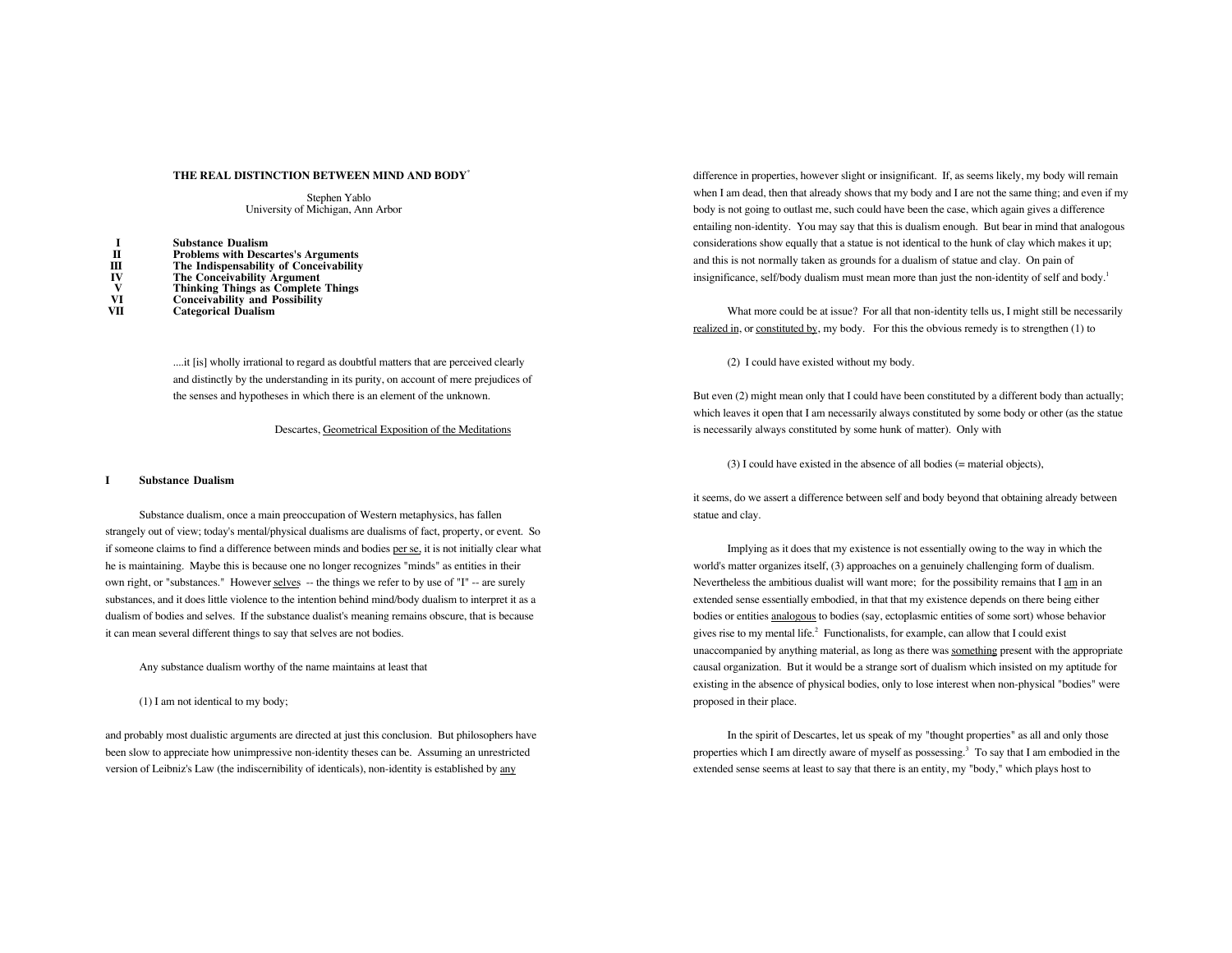# THE REAL DISTINCTION BETWEEN MIND AND BODY*

Stephen Yablo
University of Michigan, Ann Arbor

| | |
|---|---|
| I | **Substance Dualism** |
| II | **Problems with Descartes's Arguments** |
| III | **The Indispensability of Conceivability** |
| IV | **The Conceivability Argument** |
| V | **Thinking Things as Complete Things** |
| VI | **Conceivability and Possibility** |
| VII | **Categorical Dualism** |

> ....it [is] wholly irrational to regard as doubtful matters that are perceived clearly and distinctly by the understanding in its purity, on account of mere prejudices of the senses and hypotheses in which there is an element of the unknown.
>
> Descartes, Geometrical Exposition of the Meditations

## I Substance Dualism

Substance dualism, once a main preoccupation of Western metaphysics, has fallen strangely out of view; today's mental/physical dualisms are dualisms of fact, property, or event. So if someone claims to find a difference between minds and bodies *per se*, it is not initially clear what he is maintaining. Maybe this is because one no longer recognizes "minds" as entities in their own right, or "substances." However *selves* -- the things we refer to by use of "I" -- are surely substances, and it does little violence to the intention behind mind/body dualism to interpret it as a dualism of bodies and selves. If the substance dualist's meaning remains obscure, that is because it can mean several different things to say that selves are not bodies.

Any substance dualism worthy of the name maintains at least that

(1) I am not identical to my body;

and probably most dualistic arguments are directed at just this conclusion. But philosophers have been slow to appreciate how unimpressive non-identity theses can be. Assuming an unrestricted version of Leibniz's Law (the indiscernibility of identicals), non-identity is established by *any* difference in properties, however slight or insignificant. If, as seems likely, my body will remain when I am dead, then that already shows that my body and I are not the same thing; and even if my body is not going to outlast me, such could have been the case, which again gives a difference entailing non-identity. You may say that this is dualism enough. But bear in mind that analogous considerations show equally that a statue is not identical to the hunk of clay which makes it up; and this is not normally taken as grounds for a dualism of statue and clay. On pain of insignificance, self/body dualism must mean more than just the non-identity of self and body.[1]

What more could be at issue? For all that non-identity tells us, I might still be necessarily *realized in*, or *constituted by*, my body. For this the obvious remedy is to strengthen (1) to

(2) I could have existed without my body.

But even (2) might mean only that I could have been constituted by a different body than actually; which leaves it open that I am necessarily always constituted by some body or other (as the statue is necessarily always constituted by some hunk of matter). Only with

(3) I could have existed in the absence of all bodies (= material objects),

it seems, do we assert a difference between self and body beyond that obtaining already between statue and clay.

Implying as it does that my existence is not essentially owing to the way in which the world's matter organizes itself, (3) approaches on a genuinely challenging form of dualism. Nevertheless the ambitious dualist will want more; for the possibility remains that I *am* in an extended sense essentially embodied, in that that my existence depends on there being either bodies or entities *analogous* to bodies (say, ectoplasmic entities of some sort) whose behavior gives rise to my mental life.[2] Functionalists, for example, can allow that I could exist unaccompanied by anything material, as long as there was *something* present with the appropriate causal organization. But it would be a strange sort of dualism which insisted on my aptitude for existing in the absence of physical bodies, only to lose interest when non-physical "bodies" were proposed in their place.

In the spirit of Descartes, let us speak of my "thought properties" as all and only those properties which I am directly aware of myself as possessing.[3] To say that I am embodied in the extended sense seems at least to say that there is an entity, my "body," which plays host to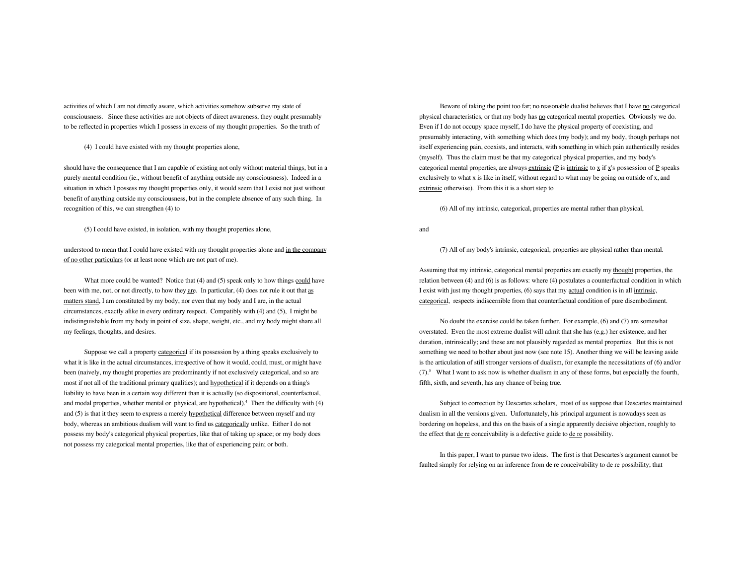activities of which I am not directly aware, which activities somehow subserve my state of consciousness. Since these activities are not objects of direct awareness, they ought presumably to be reflected in properties which I possess in excess of my thought properties. So the truth of

(4) I could have existed with my thought properties alone,

should have the consequence that I am capable of existing not only without material things, but in a purely mental condition (ie., without benefit of anything outside my consciousness). Indeed in a situation in which I possess my thought properties only, it would seem that I exist not just without benefit of anything outside my consciousness, but in the complete absence of any such thing. In recognition of this, we can strengthen (4) to

(5) I could have existed, in isolation, with my thought properties alone,

understood to mean that I could have existed with my thought properties alone and _in the company of no other particulars_ (or at least none which are not part of me).

What more could be wanted? Notice that (4) and (5) speak only to how things _could_ have been with me, not, or not directly, to how they _are_. In particular, (4) does not rule it out that _as matters stand_, I am constituted by my body, nor even that my body and I are, in the actual circumstances, exactly alike in every ordinary respect. Compatibly with (4) and (5), I might be indistinguishable from my body in point of size, shape, weight, etc., and my body might share all my feelings, thoughts, and desires.

Suppose we call a property _categorical_ if its possession by a thing speaks exclusively to what it is like in the actual circumstances, irrespective of how it would, could, must, or might have been (naively, my thought properties are predominantly if not exclusively categorical, and so are most if not all of the traditional primary qualities); and _hypothetical_ if it depends on a thing's liability to have been in a certain way different than it is actually (so dispositional, counterfactual, and modal properties, whether mental or physical, are hypothetical).[4] Then the difficulty with (4) and (5) is that it they seem to express a merely _hypothetical_ difference between myself and my body, whereas an ambitious dualism will want to find us _categorically_ unlike. Either I do not possess my body's categorical physical properties, like that of taking up space; or my body does not possess my categorical mental properties, like that of experiencing pain; or both.

Beware of taking the point too far; no reasonable dualist believes that I have _no_ categorical physical characteristics, or that my body has _no_ categorical mental properties. Obviously we do. Even if I do not occupy space myself, I do have the physical property of coexisting, and presumably interacting, with something which does (my body); and my body, though perhaps not itself experiencing pain, coexists, and interacts, with something in which pain authentically resides (myself). Thus the claim must be that my categorical physical properties, and my body's categorical mental properties, are always _extrinsic_ (_P_ is _intrinsic_ to _x_ if _x_'s possession of _P_ speaks exclusively to what _x_ is like in itself, without regard to what may be going on outside of _x_, and _extrinsic_ otherwise). From this it is a short step to

(6) All of my intrinsic, categorical, properties are mental rather than physical,

and

(7) All of my body's intrinsic, categorical, properties are physical rather than mental.

Assuming that my intrinsic, categorical mental properties are exactly my _thought_ properties, the relation between (4) and (6) is as follows: where (4) postulates a counterfactual condition in which I exist with just my thought properties, (6) says that my _actual_ condition is in all _intrinsic_, _categorical_, respects indiscernible from that counterfactual condition of pure disembodiment.

No doubt the exercise could be taken further. For example, (6) and (7) are somewhat overstated. Even the most extreme dualist will admit that she has (e.g.) her existence, and her duration, intrinsically; and these are not plausibly regarded as mental properties. But this is not something we need to bother about just now (see note 15). Another thing we will be leaving aside is the articulation of still stronger versions of dualism, for example the necessitations of (6) and/or (7).[5] What I want to ask now is whether dualism in any of these forms, but especially the fourth, fifth, sixth, and seventh, has any chance of being true.

Subject to correction by Descartes scholars, most of us suppose that Descartes maintained dualism in all the versions given. Unfortunately, his principal argument is nowadays seen as bordering on hopeless, and this on the basis of a single apparently decisive objection, roughly to the effect that _de re_ conceivability is a defective guide to _de re_ possibility.

In this paper, I want to pursue two ideas. The first is that Descartes's argument cannot be faulted simply for relying on an inference from _de re_ conceivability to _de re_ possibility; that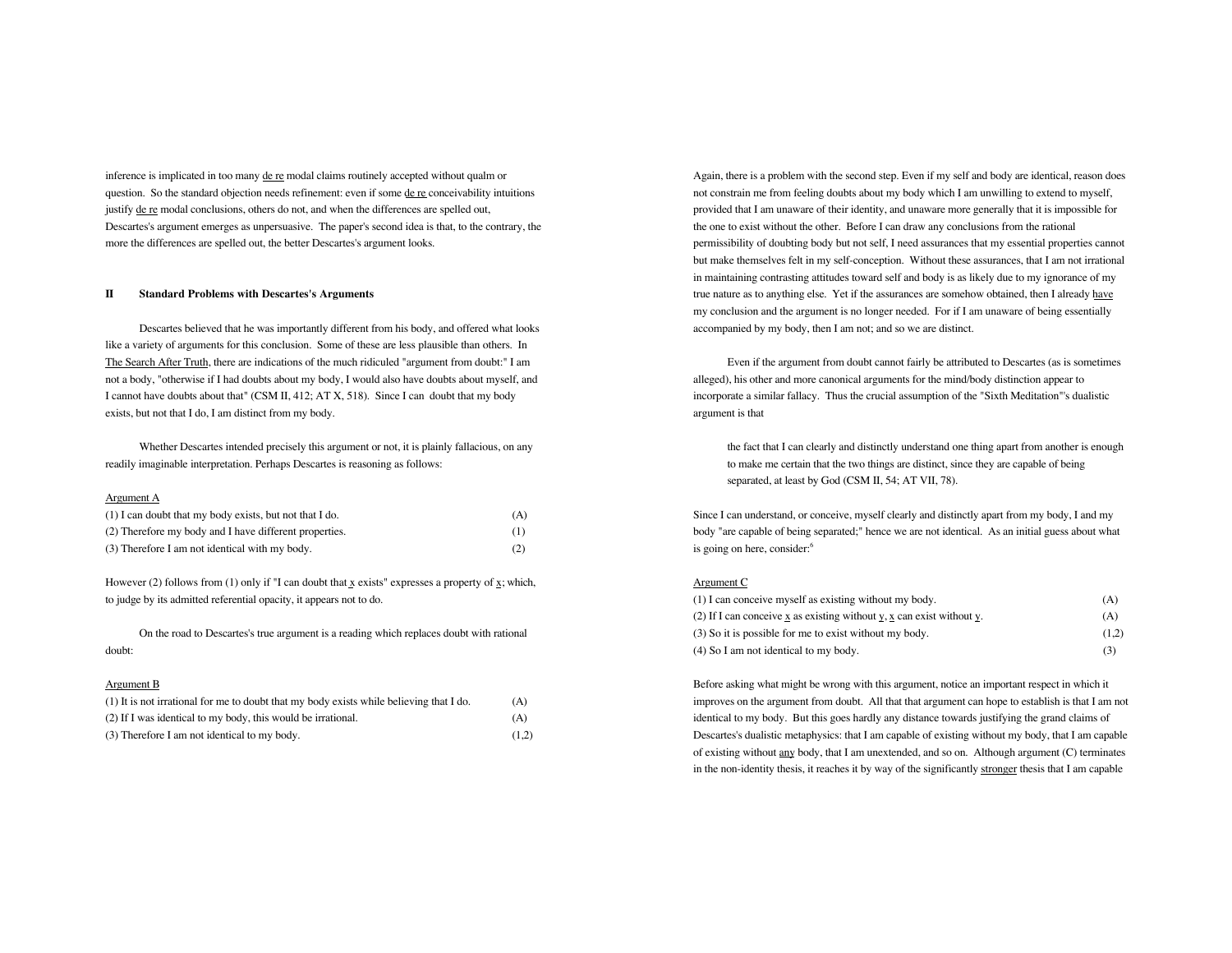inference is implicated in too many de re modal claims routinely accepted without qualm or question. So the standard objection needs refinement: even if some de re conceivability intuitions justify de re modal conclusions, others do not, and when the differences are spelled out, Descartes's argument emerges as unpersuasive. The paper's second idea is that, to the contrary, the more the differences are spelled out, the better Descartes's argument looks.

## II Standard Problems with Descartes's Arguments

Descartes believed that he was importantly different from his body, and offered what looks like a variety of arguments for this conclusion. Some of these are less plausible than others. In The Search After Truth, there are indications of the much ridiculed "argument from doubt:" I am not a body, "otherwise if I had doubts about my body, I would also have doubts about myself, and I cannot have doubts about that" (CSM II, 412; AT X, 518). Since I can doubt that my body exists, but not that I do, I am distinct from my body.

Whether Descartes intended precisely this argument or not, it is plainly fallacious, on any readily imaginable interpretation. Perhaps Descartes is reasoning as follows:

Argument A

| | |
|---|---|
| (1) I can doubt that my body exists, but not that I do. | (A) |
| (2) Therefore my body and I have different properties. | (1) |
| (3) Therefore I am not identical with my body. | (2) |

However (2) follows from (1) only if "I can doubt that *x* exists" expresses a property of *x*; which, to judge by its admitted referential opacity, it appears not to do.

On the road to Descartes's true argument is a reading which replaces doubt with rational doubt:

Argument B

| | |
|---|---|
| (1) It is not irrational for me to doubt that my body exists while believing that I do. | (A) |
| (2) If I was identical to my body, this would be irrational. | (A) |
| (3) Therefore I am not identical to my body. | (1,2) |

Again, there is a problem with the second step. Even if my self and body are identical, reason does not constrain me from feeling doubts about my body which I am unwilling to extend to myself, provided that I am unaware of their identity, and unaware more generally that it is impossible for the one to exist without the other. Before I can draw any conclusions from the rational permissibility of doubting body but not self, I need assurances that my essential properties cannot but make themselves felt in my self-conception. Without these assurances, that I am not irrational in maintaining contrasting attitudes toward self and body is as likely due to my ignorance of my true nature as to anything else. Yet if the assurances are somehow obtained, then I already have my conclusion and the argument is no longer needed. For if I am unaware of being essentially accompanied by my body, then I am not; and so we are distinct.

Even if the argument from doubt cannot fairly be attributed to Descartes (as is sometimes alleged), his other and more canonical arguments for the mind/body distinction appear to incorporate a similar fallacy. Thus the crucial assumption of the "Sixth Meditation"'s dualistic argument is that

> the fact that I can clearly and distinctly understand one thing apart from another is enough to make me certain that the two things are distinct, since they are capable of being separated, at least by God (CSM II, 54; AT VII, 78).

Since I can understand, or conceive, myself clearly and distinctly apart from my body, I and my body "are capable of being separated;" hence we are not identical. As an initial guess about what is going on here, consider:[6]

Argument C

| | |
|---|---|
| (1) I can conceive myself as existing without my body. | (A) |
| (2) If I can conceive *x* as existing without *y*, *x* can exist without *y*. | (A) |
| (3) So it is possible for me to exist without my body. | (1,2) |
| (4) So I am not identical to my body. | (3) |

Before asking what might be wrong with this argument, notice an important respect in which it improves on the argument from doubt. All that that argument can hope to establish is that I am not identical to my body. But this goes hardly any distance towards justifying the grand claims of Descartes's dualistic metaphysics: that I am capable of existing without my body, that I am capable of existing without any body, that I am unextended, and so on. Although argument (C) terminates in the non-identity thesis, it reaches it by way of the significantly stronger thesis that I am capable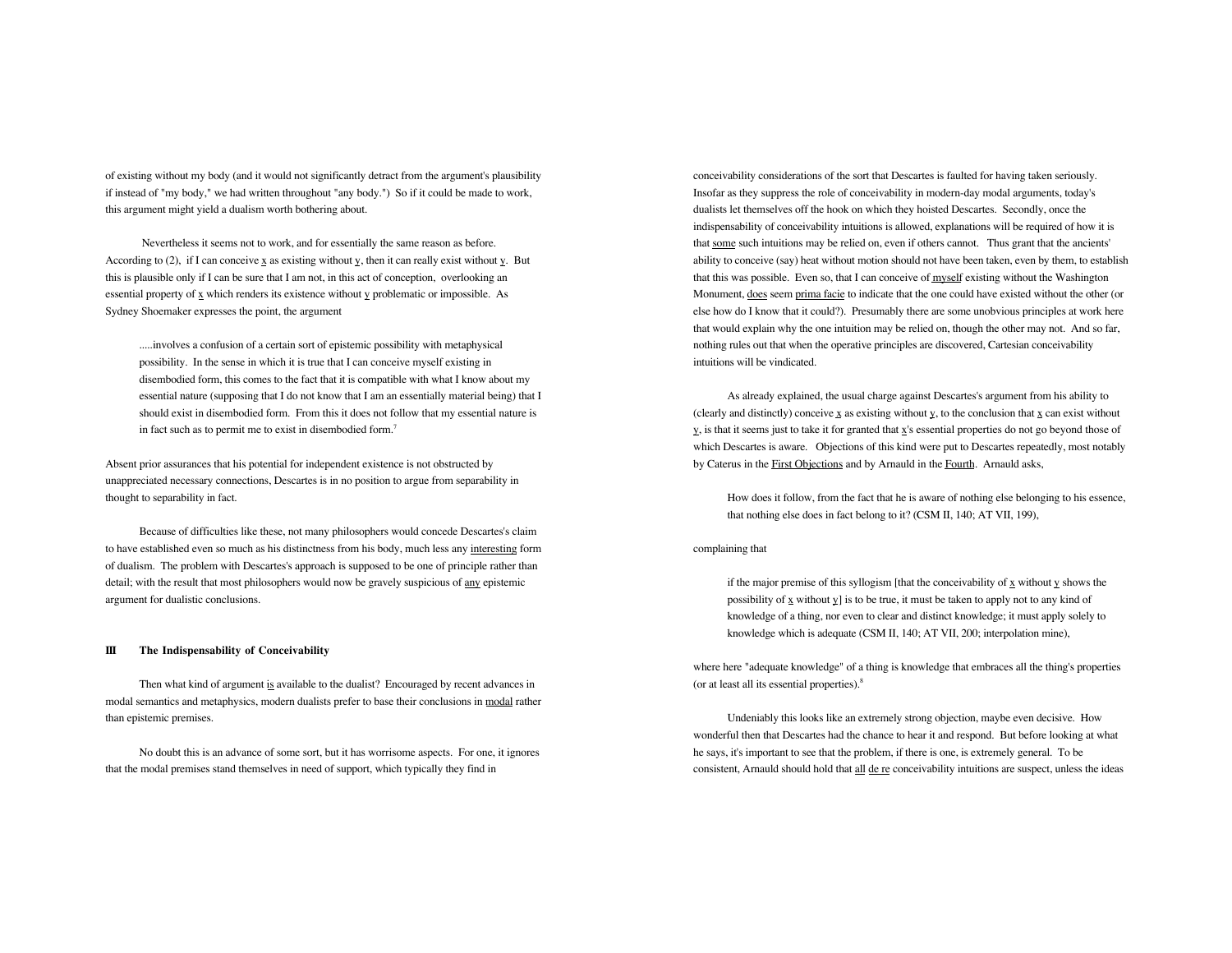of existing without my body (and it would not significantly detract from the argument's plausibility if instead of "my body," we had written throughout "any body.") So if it could be made to work, this argument might yield a dualism worth bothering about.

Nevertheless it seems not to work, and for essentially the same reason as before. According to (2), if I can conceive x as existing without y, then it can really exist without y. But this is plausible only if I can be sure that I am not, in this act of conception, overlooking an essential property of x which renders its existence without y problematic or impossible. As Sydney Shoemaker expresses the point, the argument

> .....involves a confusion of a certain sort of epistemic possibility with metaphysical possibility. In the sense in which it is true that I can conceive myself existing in disembodied form, this comes to the fact that it is compatible with what I know about my essential nature (supposing that I do not know that I am an essentially material being) that I should exist in disembodied form. From this it does not follow that my essential nature is in fact such as to permit me to exist in disembodied form.[7]

Absent prior assurances that his potential for independent existence is not obstructed by unappreciated necessary connections, Descartes is in no position to argue from separability in thought to separability in fact.

Because of difficulties like these, not many philosophers would concede Descartes's claim to have established even so much as his distinctness from his body, much less any interesting form of dualism. The problem with Descartes's approach is supposed to be one of principle rather than detail; with the result that most philosophers would now be gravely suspicious of any epistemic argument for dualistic conclusions.

## III The Indispensability of Conceivability

Then what kind of argument is available to the dualist? Encouraged by recent advances in modal semantics and metaphysics, modern dualists prefer to base their conclusions in modal rather than epistemic premises.

No doubt this is an advance of some sort, but it has worrisome aspects. For one, it ignores that the modal premises stand themselves in need of support, which typically they find in conceivability considerations of the sort that Descartes is faulted for having taken seriously. Insofar as they suppress the role of conceivability in modern-day modal arguments, today's dualists let themselves off the hook on which they hoisted Descartes. Secondly, once the indispensability of conceivability intuitions is allowed, explanations will be required of how it is that some such intuitions may be relied on, even if others cannot. Thus grant that the ancients' ability to conceive (say) heat without motion should not have been taken, even by them, to establish that this was possible. Even so, that I can conceive of myself existing without the Washington Monument, does seem prima facie to indicate that the one could have existed without the other (or else how do I know that it could?). Presumably there are some unobvious principles at work here that would explain why the one intuition may be relied on, though the other may not. And so far, nothing rules out that when the operative principles are discovered, Cartesian conceivability intuitions will be vindicated.

As already explained, the usual charge against Descartes's argument from his ability to (clearly and distinctly) conceive x as existing without y, to the conclusion that x can exist without y, is that it seems just to take it for granted that x's essential properties do not go beyond those of which Descartes is aware. Objections of this kind were put to Descartes repeatedly, most notably by Caterus in the First Objections and by Arnauld in the Fourth. Arnauld asks,

> How does it follow, from the fact that he is aware of nothing else belonging to his essence, that nothing else does in fact belong to it? (CSM II, 140; AT VII, 199),

complaining that

> if the major premise of this syllogism [that the conceivability of x without y shows the possibility of x without y] is to be true, it must be taken to apply not to any kind of knowledge of a thing, nor even to clear and distinct knowledge; it must apply solely to knowledge which is adequate (CSM II, 140; AT VII, 200; interpolation mine),

where here "adequate knowledge" of a thing is knowledge that embraces all the thing's properties (or at least all its essential properties).[8]

Undeniably this looks like an extremely strong objection, maybe even decisive. How wonderful then that Descartes had the chance to hear it and respond. But before looking at what he says, it's important to see that the problem, if there is one, is extremely general. To be consistent, Arnauld should hold that all de re conceivability intuitions are suspect, unless the ideas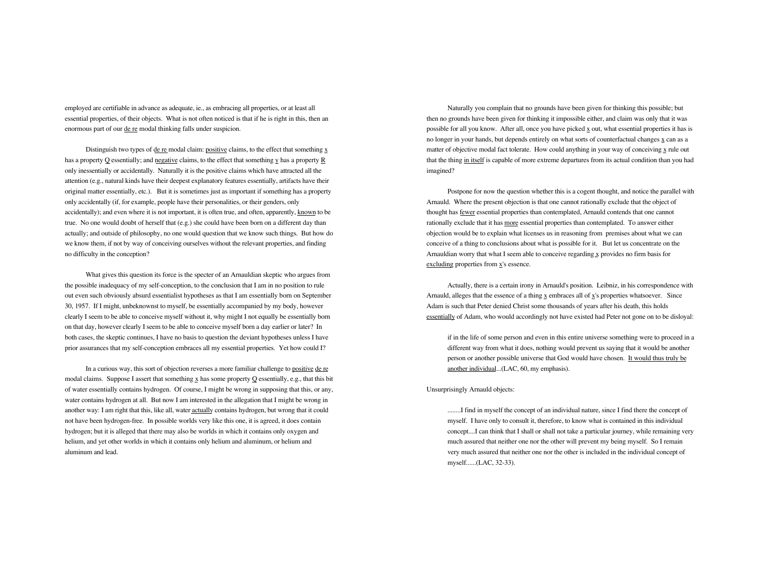employed are certifiable in advance as adequate, ie., as embracing all properties, or at least all essential properties, of their objects. What is not often noticed is that if he is right in this, then an enormous part of our de re modal thinking falls under suspicion.

Distinguish two types of de re modal claim: positive claims, to the effect that something x has a property Q essentially; and negative claims, to the effect that something y has a property R only inessentially or accidentally. Naturally it is the positive claims which have attracted all the attention (e.g., natural kinds have their deepest explanatory features essentially, artifacts have their original matter essentially, etc.). But it is sometimes just as important if something has a property only accidentally (if, for example, people have their personalities, or their genders, only accidentally); and even where it is not important, it is often true, and often, apparently, known to be true. No one would doubt of herself that (e.g.) she could have been born on a different day than actually; and outside of philosophy, no one would question that we know such things. But how do we know them, if not by way of conceiving ourselves without the relevant properties, and finding no difficulty in the conception?

What gives this question its force is the specter of an Arnauldian skeptic who argues from the possible inadequacy of my self-conception, to the conclusion that I am in no position to rule out even such obviously absurd essentialist hypotheses as that I am essentially born on September 30, 1957. If I might, unbeknownst to myself, be essentially accompanied by my body, however clearly I seem to be able to conceive myself without it, why might I not equally be essentially born on that day, however clearly I seem to be able to conceive myself born a day earlier or later? In both cases, the skeptic continues, I have no basis to question the deviant hypotheses unless I have prior assurances that my self-conception embraces all my essential properties. Yet how could I?

In a curious way, this sort of objection reverses a more familiar challenge to positive de re modal claims. Suppose I assert that something x has some property Q essentially, e.g., that this bit of water essentially contains hydrogen. Of course, I might be wrong in supposing that this, or any, water contains hydrogen at all. But now I am interested in the allegation that I might be wrong in another way: I am right that this, like all, water actually contains hydrogen, but wrong that it could not have been hydrogen-free. In possible worlds very like this one, it is agreed, it does contain hydrogen; but it is alleged that there may also be worlds in which it contains only oxygen and helium, and yet other worlds in which it contains only helium and aluminum, or helium and aluminum and lead.

Naturally you complain that no grounds have been given for thinking this possible; but then no grounds have been given for thinking it impossible either, and claim was only that it was possible for all you know. After all, once you have picked x out, what essential properties it has is no longer in your hands, but depends entirely on what sorts of counterfactual changes x can as a matter of objective modal fact tolerate. How could anything in your way of conceiving x rule out that the thing in itself is capable of more extreme departures from its actual condition than you had imagined?

Postpone for now the question whether this is a cogent thought, and notice the parallel with Arnauld. Where the present objection is that one cannot rationally exclude that the object of thought has fewer essential properties than contemplated, Arnauld contends that one cannot rationally exclude that it has more essential properties than contemplated. To answer either objection would be to explain what licenses us in reasoning from premises about what we can conceive of a thing to conclusions about what is possible for it. But let us concentrate on the Arnauldian worry that what I seem able to conceive regarding x provides no firm basis for excluding properties from x's essence.

Actually, there is a certain irony in Arnauld's position. Leibniz, in his correspondence with Arnauld, alleges that the essence of a thing x embraces all of x's properties whatsoever. Since Adam is such that Peter denied Christ some thousands of years after his death, this holds essentially of Adam, who would accordingly not have existed had Peter not gone on to be disloyal:

> if in the life of some person and even in this entire universe something were to proceed in a different way from what it does, nothing would prevent us saying that it would be another person or another possible universe that God would have chosen. It would thus truly be another individual...(LAC, 60, my emphasis).

Unsurprisingly Arnauld objects:

> ........I find in myself the concept of an individual nature, since I find there the concept of myself. I have only to consult it, therefore, to know what is contained in this individual concept....I can think that I shall or shall not take a particular journey, while remaining very much assured that neither one nor the other will prevent my being myself. So I remain very much assured that neither one nor the other is included in the individual concept of myself......(LAC, 32-33).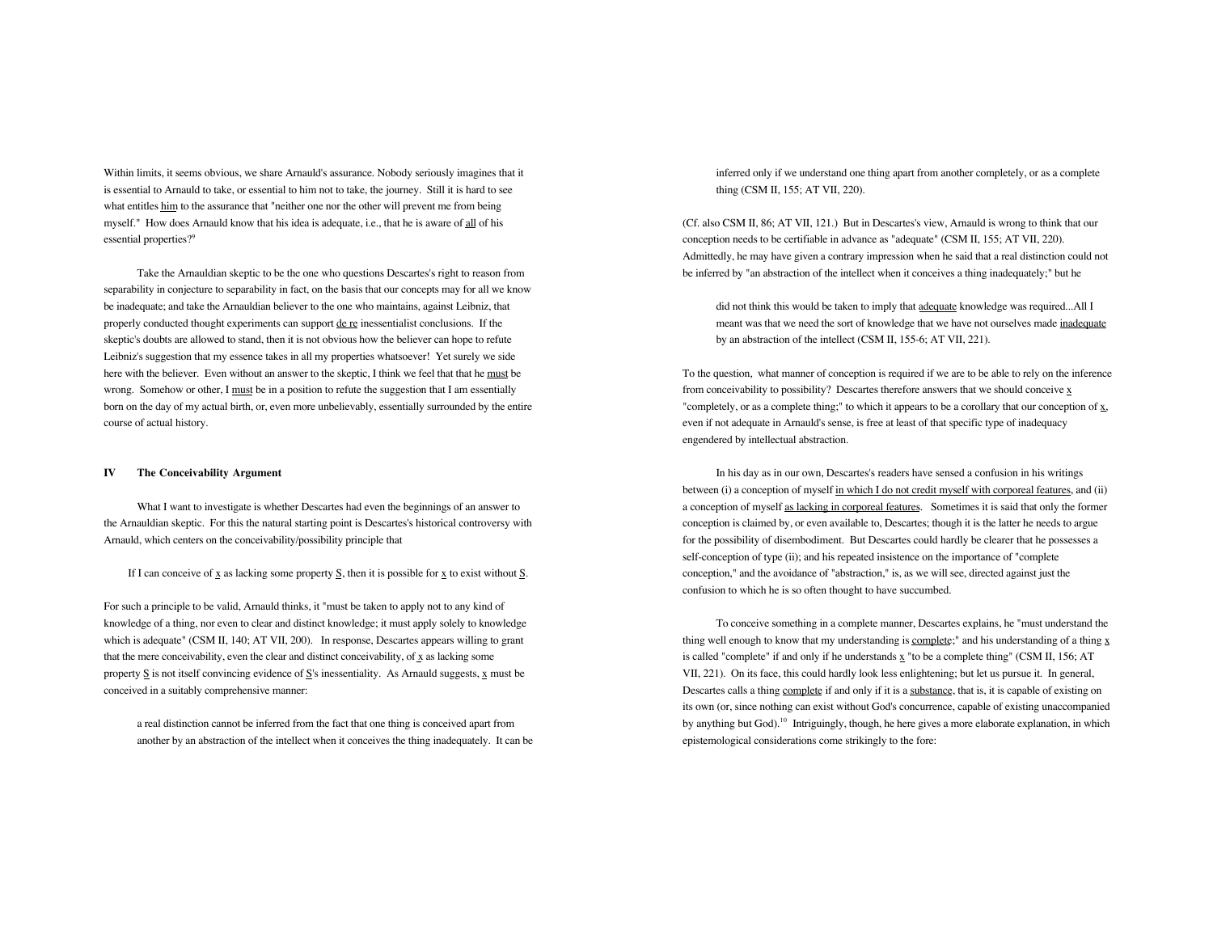Within limits, it seems obvious, we share Arnauld's assurance. Nobody seriously imagines that it is essential to Arnauld to take, or essential to him not to take, the journey. Still it is hard to see what entitles him to the assurance that "neither one nor the other will prevent me from being myself." How does Arnauld know that his idea is adequate, i.e., that he is aware of all of his essential properties?[9]

Take the Arnauldian skeptic to be the one who questions Descartes's right to reason from separability in conjecture to separability in fact, on the basis that our concepts may for all we know be inadequate; and take the Arnauldian believer to the one who maintains, against Leibniz, that properly conducted thought experiments can support de re inessentialist conclusions. If the skeptic's doubts are allowed to stand, then it is not obvious how the believer can hope to refute Leibniz's suggestion that my essence takes in all my properties whatsoever! Yet surely we side here with the believer. Even without an answer to the skeptic, I think we feel that that he must be wrong. Somehow or other, I must be in a position to refute the suggestion that I am essentially born on the day of my actual birth, or, even more unbelievably, essentially surrounded by the entire course of actual history.

## IV The Conceivability Argument

What I want to investigate is whether Descartes had even the beginnings of an answer to the Arnauldian skeptic. For this the natural starting point is Descartes's historical controversy with Arnauld, which centers on the conceivability/possibility principle that

> If I can conceive of x as lacking some property S, then it is possible for x to exist without S.

For such a principle to be valid, Arnauld thinks, it "must be taken to apply not to any kind of knowledge of a thing, nor even to clear and distinct knowledge; it must apply solely to knowledge which is adequate" (CSM II, 140; AT VII, 200). In response, Descartes appears willing to grant that the mere conceivability, even the clear and distinct conceivability, of x as lacking some property S is not itself convincing evidence of S's inessentiality. As Arnauld suggests, x must be conceived in a suitably comprehensive manner:

> a real distinction cannot be inferred from the fact that one thing is conceived apart from another by an abstraction of the intellect when it conceives the thing inadequately. It can be inferred only if we understand one thing apart from another completely, or as a complete thing (CSM II, 155; AT VII, 220).

(Cf. also CSM II, 86; AT VII, 121.) But in Descartes's view, Arnauld is wrong to think that our conception needs to be certifiable in advance as "adequate" (CSM II, 155; AT VII, 220). Admittedly, he may have given a contrary impression when he said that a real distinction could not be inferred by "an abstraction of the intellect when it conceives a thing inadequately;" but he

> did not think this would be taken to imply that adequate knowledge was required...All I meant was that we need the sort of knowledge that we have not ourselves made inadequate by an abstraction of the intellect (CSM II, 155-6; AT VII, 221).

To the question, what manner of conception is required if we are to be able to rely on the inference from conceivability to possibility? Descartes therefore answers that we should conceive x "completely, or as a complete thing;" to which it appears to be a corollary that our conception of x, even if not adequate in Arnauld's sense, is free at least of that specific type of inadequacy engendered by intellectual abstraction.

In his day as in our own, Descartes's readers have sensed a confusion in his writings between (i) a conception of myself in which I do not credit myself with corporeal features, and (ii) a conception of myself as lacking in corporeal features. Sometimes it is said that only the former conception is claimed by, or even available to, Descartes; though it is the latter he needs to argue for the possibility of disembodiment. But Descartes could hardly be clearer that he possesses a self-conception of type (ii); and his repeated insistence on the importance of "complete conception," and the avoidance of "abstraction," is, as we will see, directed against just the confusion to which he is so often thought to have succumbed.

To conceive something in a complete manner, Descartes explains, he "must understand the thing well enough to know that my understanding is complete;" and his understanding of a thing x is called "complete" if and only if he understands x "to be a complete thing" (CSM II, 156; AT VII, 221). On its face, this could hardly look less enlightening; but let us pursue it. In general, Descartes calls a thing complete if and only if it is a substance, that is, it is capable of existing on its own (or, since nothing can exist without God's concurrence, capable of existing unaccompanied by anything but God).[10] Intriguingly, though, he here gives a more elaborate explanation, in which epistemological considerations come strikingly to the fore: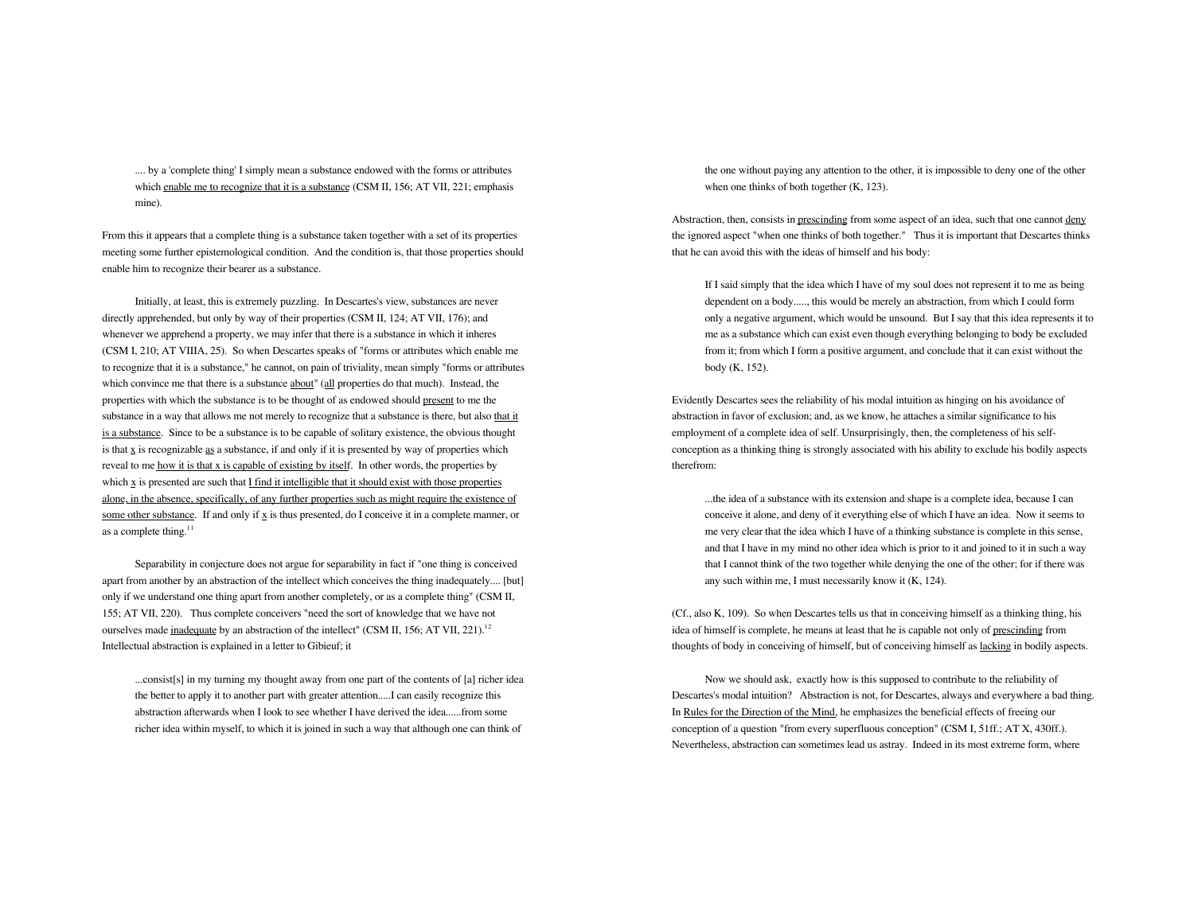> .... by a 'complete thing' I simply mean a substance endowed with the forms or attributes which enable me to recognize that it is a substance (CSM II, 156; AT VII, 221; emphasis mine).

From this it appears that a complete thing is a substance taken together with a set of its properties meeting some further epistemological condition. And the condition is, that those properties should enable him to recognize their bearer as a substance.

Initially, at least, this is extremely puzzling. In Descartes's view, substances are never directly apprehended, but only by way of their properties (CSM II, 124; AT VII, 176); and whenever we apprehend a property, we may infer that there is a substance in which it inheres (CSM I, 210; AT VIIIA, 25). So when Descartes speaks of "forms or attributes which enable me to recognize that it is a substance," he cannot, on pain of triviality, mean simply "forms or attributes which convince me that there is a substance about" (all properties do that much). Instead, the properties with which the substance is to be thought of as endowed should present to me the substance in a way that allows me not merely to recognize that a substance is there, but also that it is a substance. Since to be a substance is to be capable of solitary existence, the obvious thought is that x is recognizable as a substance, if and only if it is presented by way of properties which reveal to me how it is that x is capable of existing by itself. In other words, the properties by which x is presented are such that I find it intelligible that it should exist with those properties alone, in the absence, specifically, of any further properties such as might require the existence of some other substance. If and only if x is thus presented, do I conceive it in a complete manner, or as a complete thing.[11]

Separability in conjecture does not argue for separability in fact if "one thing is conceived apart from another by an abstraction of the intellect which conceives the thing inadequately.... [but] only if we understand one thing apart from another completely, or as a complete thing" (CSM II, 155; AT VII, 220). Thus complete conceivers "need the sort of knowledge that we have not ourselves made inadequate by an abstraction of the intellect" (CSM II, 156; AT VII, 221).[12] Intellectual abstraction is explained in a letter to Gibieuf; it

> ...consist[s] in my turning my thought away from one part of the contents of [a] richer idea the better to apply it to another part with greater attention.....I can easily recognize this abstraction afterwards when I look to see whether I have derived the idea......from some richer idea within myself, to which it is joined in such a way that although one can think of the one without paying any attention to the other, it is impossible to deny one of the other when one thinks of both together (K, 123).

Abstraction, then, consists in prescinding from some aspect of an idea, such that one cannot deny the ignored aspect "when one thinks of both together." Thus it is important that Descartes thinks that he can avoid this with the ideas of himself and his body:

> If I said simply that the idea which I have of my soul does not represent it to me as being dependent on a body....., this would be merely an abstraction, from which I could form only a negative argument, which would be unsound. But I say that this idea represents it to me as a substance which can exist even though everything belonging to body be excluded from it; from which I form a positive argument, and conclude that it can exist without the body (K, 152).

Evidently Descartes sees the reliability of his modal intuition as hinging on his avoidance of abstraction in favor of exclusion; and, as we know, he attaches a similar significance to his employment of a complete idea of self. Unsurprisingly, then, the completeness of his self-conception as a thinking thing is strongly associated with his ability to exclude his bodily aspects therefrom:

> ...the idea of a substance with its extension and shape is a complete idea, because I can conceive it alone, and deny of it everything else of which I have an idea. Now it seems to me very clear that the idea which I have of a thinking substance is complete in this sense, and that I have in my mind no other idea which is prior to it and joined to it in such a way that I cannot think of the two together while denying the one of the other; for if there was any such within me, I must necessarily know it (K, 124).

(Cf., also K, 109). So when Descartes tells us that in conceiving himself as a thinking thing, his idea of himself is complete, he means at least that he is capable not only of prescinding from thoughts of body in conceiving of himself, but of conceiving himself as lacking in bodily aspects.

Now we should ask, exactly how is this supposed to contribute to the reliability of Descartes's modal intuition? Abstraction is not, for Descartes, always and everywhere a bad thing. In Rules for the Direction of the Mind, he emphasizes the beneficial effects of freeing our conception of a question "from every superfluous conception" (CSM I, 51ff.; AT X, 430ff.). Nevertheless, abstraction can sometimes lead us astray. Indeed in its most extreme form, where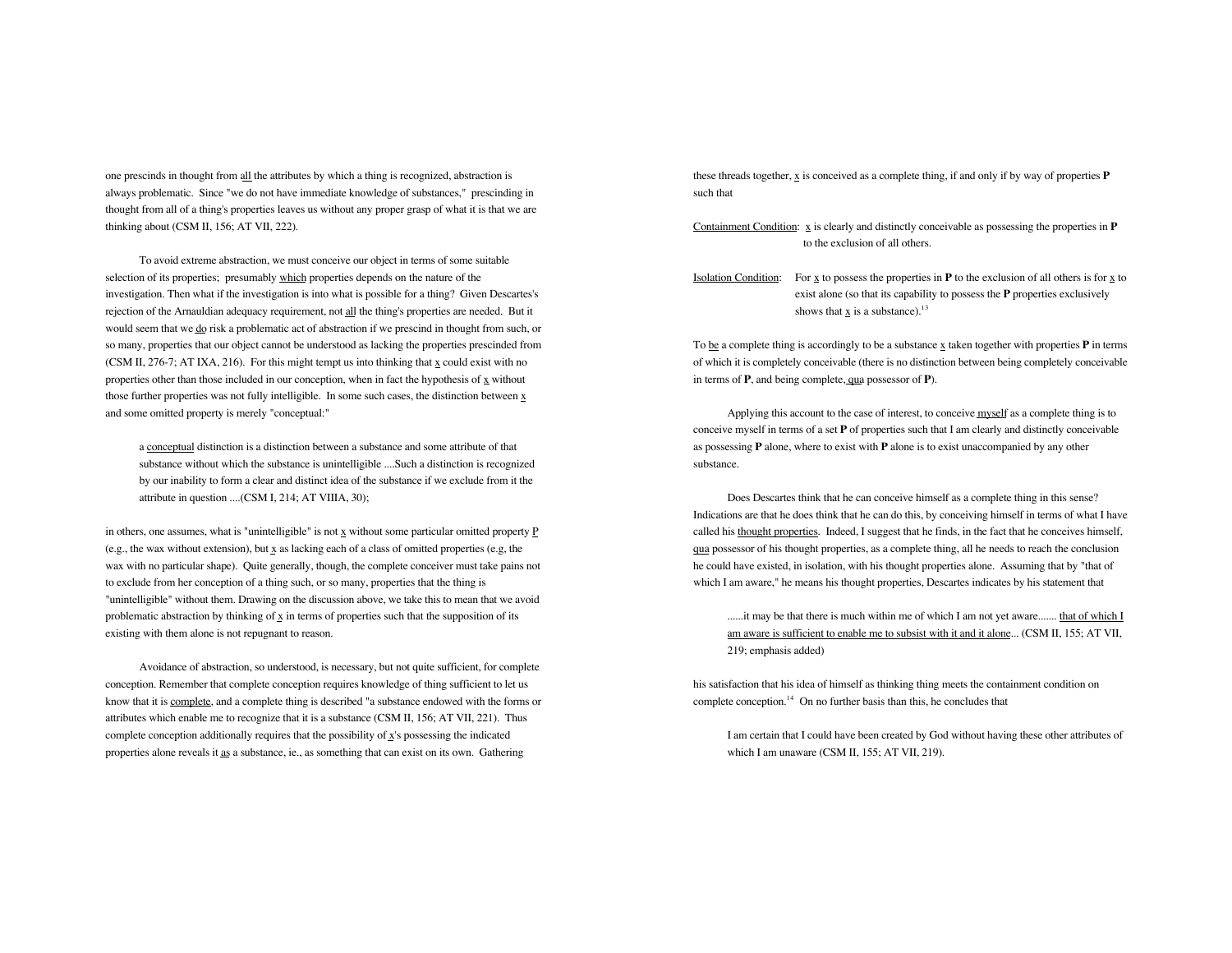one prescinds in thought from <u>all</u> the attributes by which a thing is recognized, abstraction is always problematic. Since "we do not have immediate knowledge of substances," prescinding in thought from all of a thing's properties leaves us without any proper grasp of what it is that we are thinking about (CSM II, 156; AT VII, 222).

To avoid extreme abstraction, we must conceive our object in terms of some suitable selection of its properties; presumably <u>which</u> properties depends on the nature of the investigation. Then what if the investigation is into what is possible for a thing? Given Descartes's rejection of the Arnauldian adequacy requirement, not <u>all</u> the thing's properties are needed. But it would seem that we <u>do</u> risk a problematic act of abstraction if we prescind in thought from such, or so many, properties that our object cannot be understood as lacking the properties prescinded from (CSM II, 276-7; AT IXA, 216). For this might tempt us into thinking that <u>x</u> could exist with no properties other than those included in our conception, when in fact the hypothesis of <u>x</u> without those further properties was not fully intelligible. In some such cases, the distinction between <u>x</u> and some omitted property is merely "conceptual:"

> a <u>conceptual</u> distinction is a distinction between a substance and some attribute of that substance without which the substance is unintelligible ....Such a distinction is recognized by our inability to form a clear and distinct idea of the substance if we exclude from it the attribute in question ....(CSM I, 214; AT VIIIA, 30);

in others, one assumes, what is "unintelligible" is not <u>x</u> without some particular omitted property <u>P</u> (e.g., the wax without extension), but <u>x</u> as lacking each of a class of omitted properties (e.g, the wax with no particular shape). Quite generally, though, the complete conceiver must take pains not to exclude from her conception of a thing such, or so many, properties that the thing is "unintelligible" without them. Drawing on the discussion above, we take this to mean that we avoid problematic abstraction by thinking of <u>x</u> in terms of properties such that the supposition of its existing with them alone is not repugnant to reason.

Avoidance of abstraction, so understood, is necessary, but not quite sufficient, for complete conception. Remember that complete conception requires knowledge of thing sufficient to let us know that it is <u>complete</u>, and a complete thing is described "a substance endowed with the forms or attributes which enable me to recognize that it is a substance (CSM II, 156; AT VII, 221). Thus complete conception additionally requires that the possibility of <u>x</u>'s possessing the indicated properties alone reveals it <u>as</u> a substance, ie., as something that can exist on its own. Gathering these threads together, <u>x</u> is conceived as a complete thing, if and only if by way of properties **P** such that

<u>Containment Condition</u>: <u>x</u> is clearly and distinctly conceivable as possessing the properties in **P** to the exclusion of all others.

<u>Isolation Condition</u>: For <u>x</u> to possess the properties in **P** to the exclusion of all others is for <u>x</u> to exist alone (so that its capability to possess the **P** properties exclusively shows that <u>x</u> is a substance).[13]

To <u>be</u> a complete thing is accordingly to be a substance <u>x</u> taken together with properties **P** in terms of which it is completely conceivable (there is no distinction between being completely conceivable in terms of **P**, and being complete, <u>qua</u> possessor of **P**).

Applying this account to the case of interest, to conceive <u>myself</u> as a complete thing is to conceive myself in terms of a set **P** of properties such that I am clearly and distinctly conceivable as possessing **P** alone, where to exist with **P** alone is to exist unaccompanied by any other substance.

Does Descartes think that he can conceive himself as a complete thing in this sense? Indications are that he does think that he can do this, by conceiving himself in terms of what I have called his <u>thought properties</u>. Indeed, I suggest that he finds, in the fact that he conceives himself, <u>qua</u> possessor of his thought properties, as a complete thing, all he needs to reach the conclusion he could have existed, in isolation, with his thought properties alone. Assuming that by "that of which I am aware," he means his thought properties, Descartes indicates by his statement that

> ......it may be that there is much within me of which I am not yet aware....... <u>that of which I am aware is sufficient to enable me to subsist with it and it alone</u>... (CSM II, 155; AT VII, 219; emphasis added)

his satisfaction that his idea of himself as thinking thing meets the containment condition on complete conception.[14] On no further basis than this, he concludes that

> I am certain that I could have been created by God without having these other attributes of which I am unaware (CSM II, 155; AT VII, 219).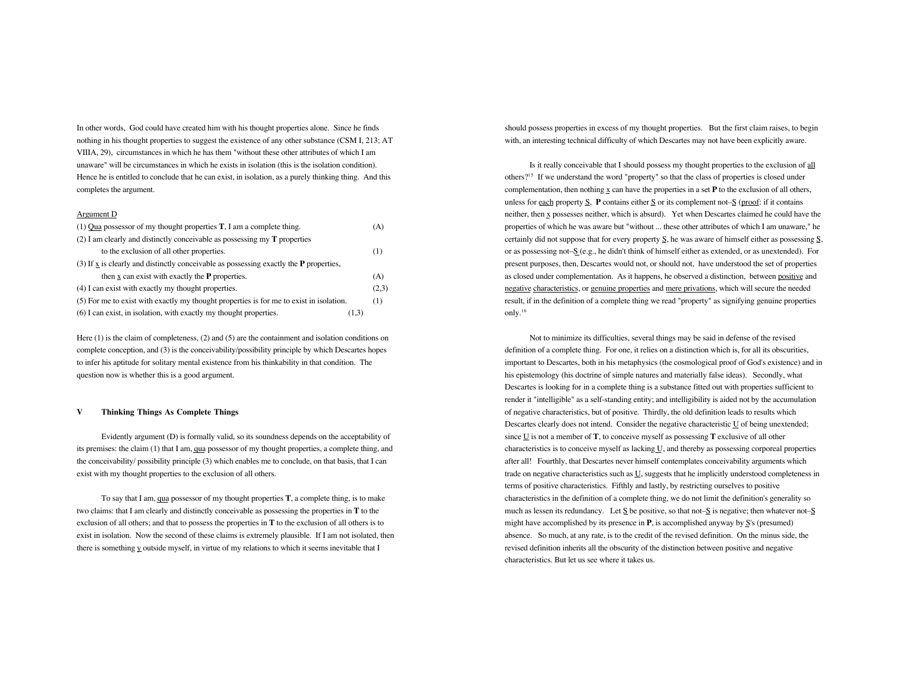In other words, God could have created him with his thought properties alone. Since he finds nothing in his thought properties to suggest the existence of any other substance (CSM I, 213; AT VIIIA, 29), circumstances in which he has them "without these other attributes of which I am unaware" will be circumstances in which he exists in isolation (this is the isolation condition). Hence he is entitled to conclude that he can exist, in isolation, as a purely thinking thing. And this completes the argument.

Argument D

(1) *Qua* possessor of my thought properties **T**, I am a complete thing. (A)

(2) I am clearly and distinctly conceivable as possessing my **T** properties to the exclusion of all other properties. (1)

(3) If *x* is clearly and distinctly conceivable as possessing exactly the **P** properties, then *x* can exist with exactly the **P** properties. (A)

(4) I can exist with exactly my thought properties. (2,3)

(5) For me to exist with exactly my thought properties is for me to exist in isolation. (1)

(6) I can exist, in isolation, with exactly my thought properties. (1,3)

Here (1) is the claim of completeness, (2) and (5) are the containment and isolation conditions on complete conception, and (3) is the conceivability/possibility principle by which Descartes hopes to infer his aptitude for solitary mental existence from his thinkability in that condition. The question now is whether this is a good argument.

## V Thinking Things As Complete Things

Evidently argument (D) is formally valid, so its soundness depends on the acceptability of its premises: the claim (1) that I am, *qua* possessor of my thought properties, a complete thing, and the conceivability/ possibility principle (3) which enables me to conclude, on that basis, that I can exist with my thought properties to the exclusion of all others.

To say that I am, *qua* possessor of my thought properties **T**, a complete thing, is to make two claims: that I am clearly and distinctly conceivable as possessing the properties in **T** to the exclusion of all others; and that to possess the properties in **T** to the exclusion of all others is to exist in isolation. Now the second of these claims is extremely plausible. If I am not isolated, then there is something *y* outside myself, in virtue of my relations to which it seems inevitable that I should possess properties in excess of my thought properties. But the first claim raises, to begin with, an interesting technical difficulty of which Descartes may not have been explicitly aware.

Is it really conceivable that I should possess my thought properties to the exclusion of *all* others?[15] If we understand the word "property" so that the class of properties is closed under complementation, then nothing *x* can have the properties in a set **P** to the exclusion of all others, unless for *each* property *S*, **P** contains either *S* or its complement not–*S* (*proof*: if it contains neither, then *x* possesses neither, which is absurd). Yet when Descartes claimed he could have the properties of which he was aware but "without ... these other attributes of which I am unaware," he certainly did not suppose that for every property *S*, he was aware of himself either as possessing *S*, or as possessing not–*S* (e.g., he didn't think of himself either as extended, or as unextended). For present purposes, then, Descartes would not, or should not, have understood the set of properties as closed under complementation. As it happens, he observed a distinction, between *positive* and *negative characteristics*, or *genuine properties* and *mere privations*, which will secure the needed result, if in the definition of a complete thing we read "property" as signifying genuine properties only.[16]

Not to minimize its difficulties, several things may be said in defense of the revised definition of a complete thing. For one, it relies on a distinction which is, for all its obscurities, important to Descartes, both in his metaphysics (the cosmological proof of God's existence) and in his epistemology (his doctrine of simple natures and materially false ideas). Secondly, what Descartes is looking for in a complete thing is a substance fitted out with properties sufficient to render it "intelligible" as a self-standing entity; and intelligibility is aided not by the accumulation of negative characteristics, but of positive. Thirdly, the old definition leads to results which Descartes clearly does not intend. Consider the negative characteristic *U* of being unextended; since *U* is not a member of **T**, to conceive myself as possessing **T** exclusive of all other characteristics is to conceive myself as lacking *U*, and thereby as possessing corporeal properties after all! Fourthly, that Descartes never himself contemplates conceivability arguments which trade on negative characteristics such as *U*, suggests that he implicitly understood completeness in terms of positive characteristics. Fifthly and lastly, by restricting ourselves to positive characteristics in the definition of a complete thing, we do not limit the definition's generality so much as lessen its redundancy. Let *S* be positive, so that not–*S* is negative; then whatever not–*S* might have accomplished by its presence in **P**, is accomplished anyway by *S*'s (presumed) absence. So much, at any rate, is to the credit of the revised definition. On the minus side, the revised definition inherits all the obscurity of the distinction between positive and negative characteristics. But let us see where it takes us.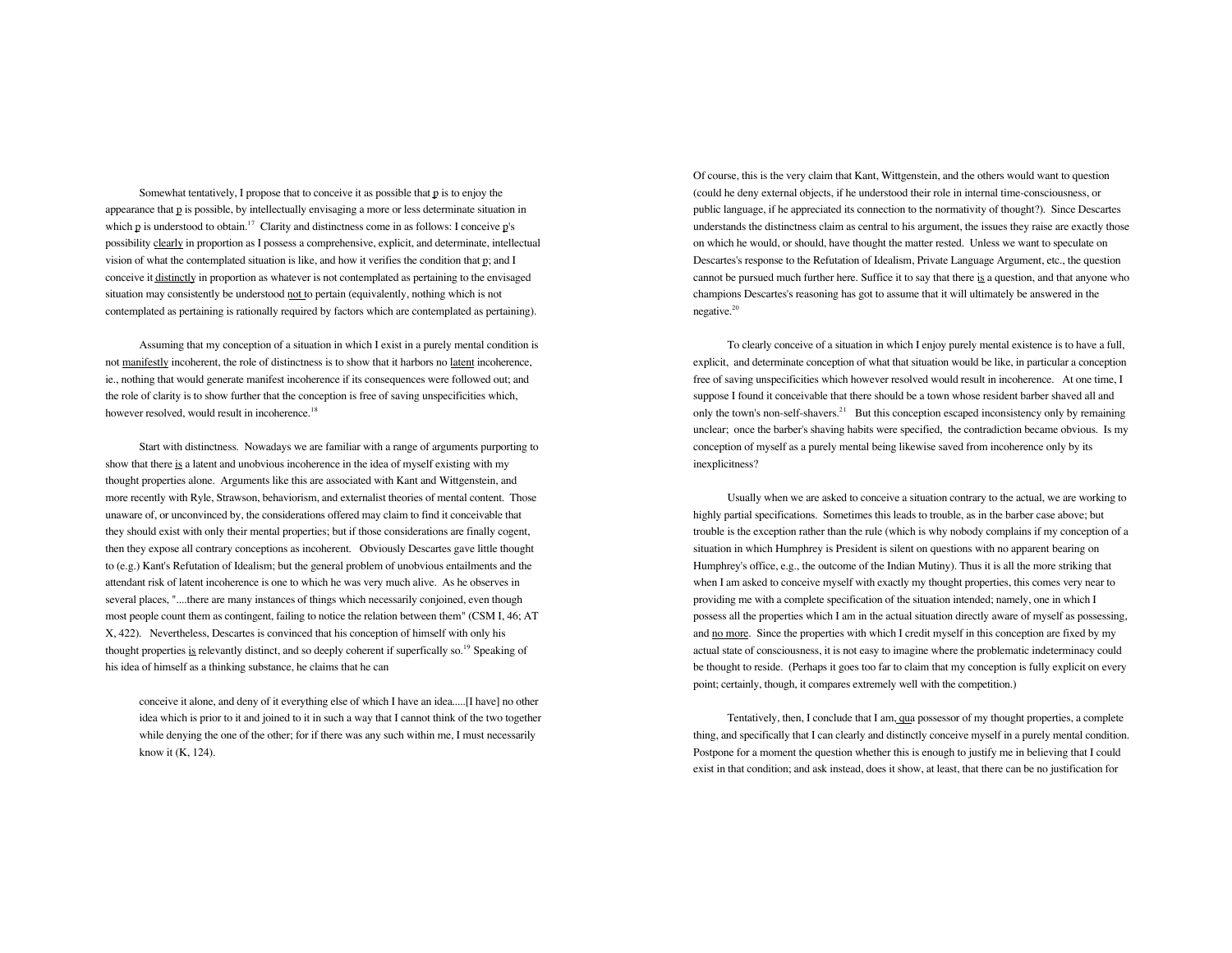Somewhat tentatively, I propose that to conceive it as possible that p is to enjoy the appearance that p is possible, by intellectually envisaging a more or less determinate situation in which p is understood to obtain.[17] Clarity and distinctness come in as follows: I conceive p's possibility clearly in proportion as I possess a comprehensive, explicit, and determinate, intellectual vision of what the contemplated situation is like, and how it verifies the condition that p; and I conceive it distinctly in proportion as whatever is not contemplated as pertaining to the envisaged situation may consistently be understood not to pertain (equivalently, nothing which is not contemplated as pertaining is rationally required by factors which are contemplated as pertaining).

Assuming that my conception of a situation in which I exist in a purely mental condition is not manifestly incoherent, the role of distinctness is to show that it harbors no latent incoherence, ie., nothing that would generate manifest incoherence if its consequences were followed out; and the role of clarity is to show further that the conception is free of saving unspecificities which, however resolved, would result in incoherence.[18]

Start with distinctness. Nowadays we are familiar with a range of arguments purporting to show that there is a latent and unobvious incoherence in the idea of myself existing with my thought properties alone. Arguments like this are associated with Kant and Wittgenstein, and more recently with Ryle, Strawson, behaviorism, and externalist theories of mental content. Those unaware of, or unconvinced by, the considerations offered may claim to find it conceivable that they should exist with only their mental properties; but if those considerations are finally cogent, then they expose all contrary conceptions as incoherent. Obviously Descartes gave little thought to (e.g.) Kant's Refutation of Idealism; but the general problem of unobvious entailments and the attendant risk of latent incoherence is one to which he was very much alive. As he observes in several places, "....there are many instances of things which necessarily conjoined, even though most people count them as contingent, failing to notice the relation between them" (CSM I, 46; AT X, 422). Nevertheless, Descartes is convinced that his conception of himself with only his thought properties is relevantly distinct, and so deeply coherent if superfically so.[19] Speaking of his idea of himself as a thinking substance, he claims that he can

> conceive it alone, and deny of it everything else of which I have an idea.....[I have] no other idea which is prior to it and joined to it in such a way that I cannot think of the two together while denying the one of the other; for if there was any such within me, I must necessarily know it (K, 124).

Of course, this is the very claim that Kant, Wittgenstein, and the others would want to question (could he deny external objects, if he understood their role in internal time-consciousness, or public language, if he appreciated its connection to the normativity of thought?). Since Descartes understands the distinctness claim as central to his argument, the issues they raise are exactly those on which he would, or should, have thought the matter rested. Unless we want to speculate on Descartes's response to the Refutation of Idealism, Private Language Argument, etc., the question cannot be pursued much further here. Suffice it to say that there is a question, and that anyone who champions Descartes's reasoning has got to assume that it will ultimately be answered in the negative.[20]

To clearly conceive of a situation in which I enjoy purely mental existence is to have a full, explicit, and determinate conception of what that situation would be like, in particular a conception free of saving unspecificities which however resolved would result in incoherence. At one time, I suppose I found it conceivable that there should be a town whose resident barber shaved all and only the town's non-self-shavers.[21] But this conception escaped inconsistency only by remaining unclear; once the barber's shaving habits were specified, the contradiction became obvious. Is my conception of myself as a purely mental being likewise saved from incoherence only by its inexplicitness?

Usually when we are asked to conceive a situation contrary to the actual, we are working to highly partial specifications. Sometimes this leads to trouble, as in the barber case above; but trouble is the exception rather than the rule (which is why nobody complains if my conception of a situation in which Humphrey is President is silent on questions with no apparent bearing on Humphrey's office, e.g., the outcome of the Indian Mutiny). Thus it is all the more striking that when I am asked to conceive myself with exactly my thought properties, this comes very near to providing me with a complete specification of the situation intended; namely, one in which I possess all the properties which I am in the actual situation directly aware of myself as possessing, and no more. Since the properties with which I credit myself in this conception are fixed by my actual state of consciousness, it is not easy to imagine where the problematic indeterminacy could be thought to reside. (Perhaps it goes too far to claim that my conception is fully explicit on every point; certainly, though, it compares extremely well with the competition.)

Tentatively, then, I conclude that I am, qua possessor of my thought properties, a complete thing, and specifically that I can clearly and distinctly conceive myself in a purely mental condition. Postpone for a moment the question whether this is enough to justify me in believing that I could exist in that condition; and ask instead, does it show, at least, that there can be no justification for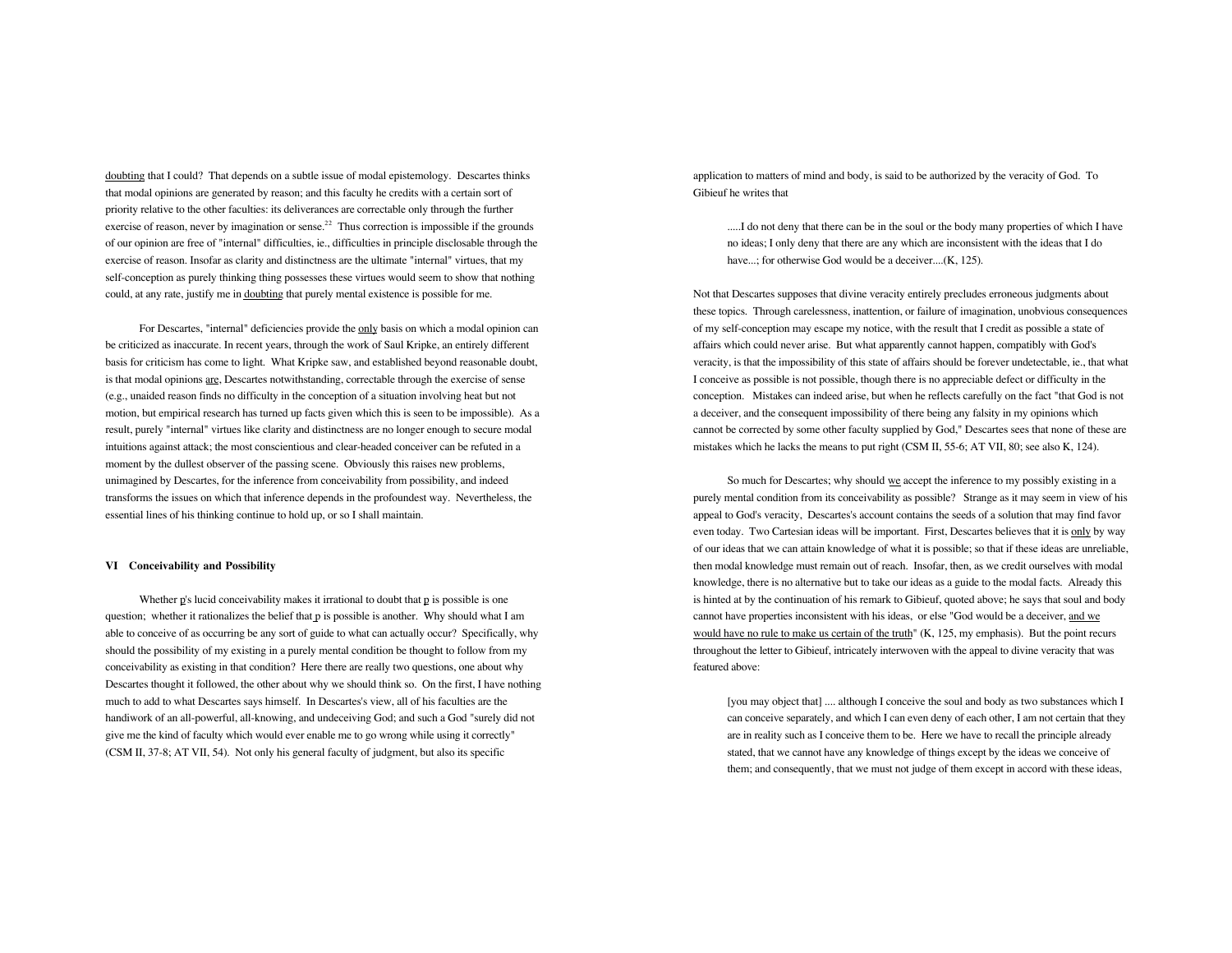doubting that I could? That depends on a subtle issue of modal epistemology. Descartes thinks that modal opinions are generated by reason; and this faculty he credits with a certain sort of priority relative to the other faculties: its deliverances are correctable only through the further exercise of reason, never by imagination or sense.[22] Thus correction is impossible if the grounds of our opinion are free of "internal" difficulties, ie., difficulties in principle disclosable through the exercise of reason. Insofar as clarity and distinctness are the ultimate "internal" virtues, that my self-conception as purely thinking thing possesses these virtues would seem to show that nothing could, at any rate, justify me in doubting that purely mental existence is possible for me.

For Descartes, "internal" deficiencies provide the only basis on which a modal opinion can be criticized as inaccurate. In recent years, through the work of Saul Kripke, an entirely different basis for criticism has come to light. What Kripke saw, and established beyond reasonable doubt, is that modal opinions are, Descartes notwithstanding, correctable through the exercise of sense (e.g., unaided reason finds no difficulty in the conception of a situation involving heat but not motion, but empirical research has turned up facts given which this is seen to be impossible). As a result, purely "internal" virtues like clarity and distinctness are no longer enough to secure modal intuitions against attack; the most conscientious and clear-headed conceiver can be refuted in a moment by the dullest observer of the passing scene. Obviously this raises new problems, unimagined by Descartes, for the inference from conceivability from possibility, and indeed transforms the issues on which that inference depends in the profoundest way. Nevertheless, the essential lines of his thinking continue to hold up, or so I shall maintain.

## VI Conceivability and Possibility

Whether p's lucid conceivability makes it irrational to doubt that p is possible is one question; whether it rationalizes the belief that p is possible is another. Why should what I am able to conceive of as occurring be any sort of guide to what can actually occur? Specifically, why should the possibility of my existing in a purely mental condition be thought to follow from my conceivability as existing in that condition? Here there are really two questions, one about why Descartes thought it followed, the other about why we should think so. On the first, I have nothing much to add to what Descartes says himself. In Descartes's view, all of his faculties are the handiwork of an all-powerful, all-knowing, and undeceiving God; and such a God "surely did not give me the kind of faculty which would ever enable me to go wrong while using it correctly" (CSM II, 37-8; AT VII, 54). Not only his general faculty of judgment, but also its specific application to matters of mind and body, is said to be authorized by the veracity of God. To Gibieuf he writes that

> .....I do not deny that there can be in the soul or the body many properties of which I have no ideas; I only deny that there are any which are inconsistent with the ideas that I do have...; for otherwise God would be a deceiver....(K, 125).

Not that Descartes supposes that divine veracity entirely precludes erroneous judgments about these topics. Through carelessness, inattention, or failure of imagination, unobvious consequences of my self-conception may escape my notice, with the result that I credit as possible a state of affairs which could never arise. But what apparently cannot happen, compatibly with God's veracity, is that the impossibility of this state of affairs should be forever undetectable, ie., that what I conceive as possible is not possible, though there is no appreciable defect or difficulty in the conception. Mistakes can indeed arise, but when he reflects carefully on the fact "that God is not a deceiver, and the consequent impossibility of there being any falsity in my opinions which cannot be corrected by some other faculty supplied by God," Descartes sees that none of these are mistakes which he lacks the means to put right (CSM II, 55-6; AT VII, 80; see also K, 124).

So much for Descartes; why should we accept the inference to my possibly existing in a purely mental condition from its conceivability as possible? Strange as it may seem in view of his appeal to God's veracity, Descartes's account contains the seeds of a solution that may find favor even today. Two Cartesian ideas will be important. First, Descartes believes that it is only by way of our ideas that we can attain knowledge of what it is possible; so that if these ideas are unreliable, then modal knowledge must remain out of reach. Insofar, then, as we credit ourselves with modal knowledge, there is no alternative but to take our ideas as a guide to the modal facts. Already this is hinted at by the continuation of his remark to Gibieuf, quoted above; he says that soul and body cannot have properties inconsistent with his ideas, or else "God would be a deceiver, and we would have no rule to make us certain of the truth" (K, 125, my emphasis). But the point recurs throughout the letter to Gibieuf, intricately interwoven with the appeal to divine veracity that was featured above:

> [you may object that] .... although I conceive the soul and body as two substances which I can conceive separately, and which I can even deny of each other, I am not certain that they are in reality such as I conceive them to be. Here we have to recall the principle already stated, that we cannot have any knowledge of things except by the ideas we conceive of them; and consequently, that we must not judge of them except in accord with these ideas,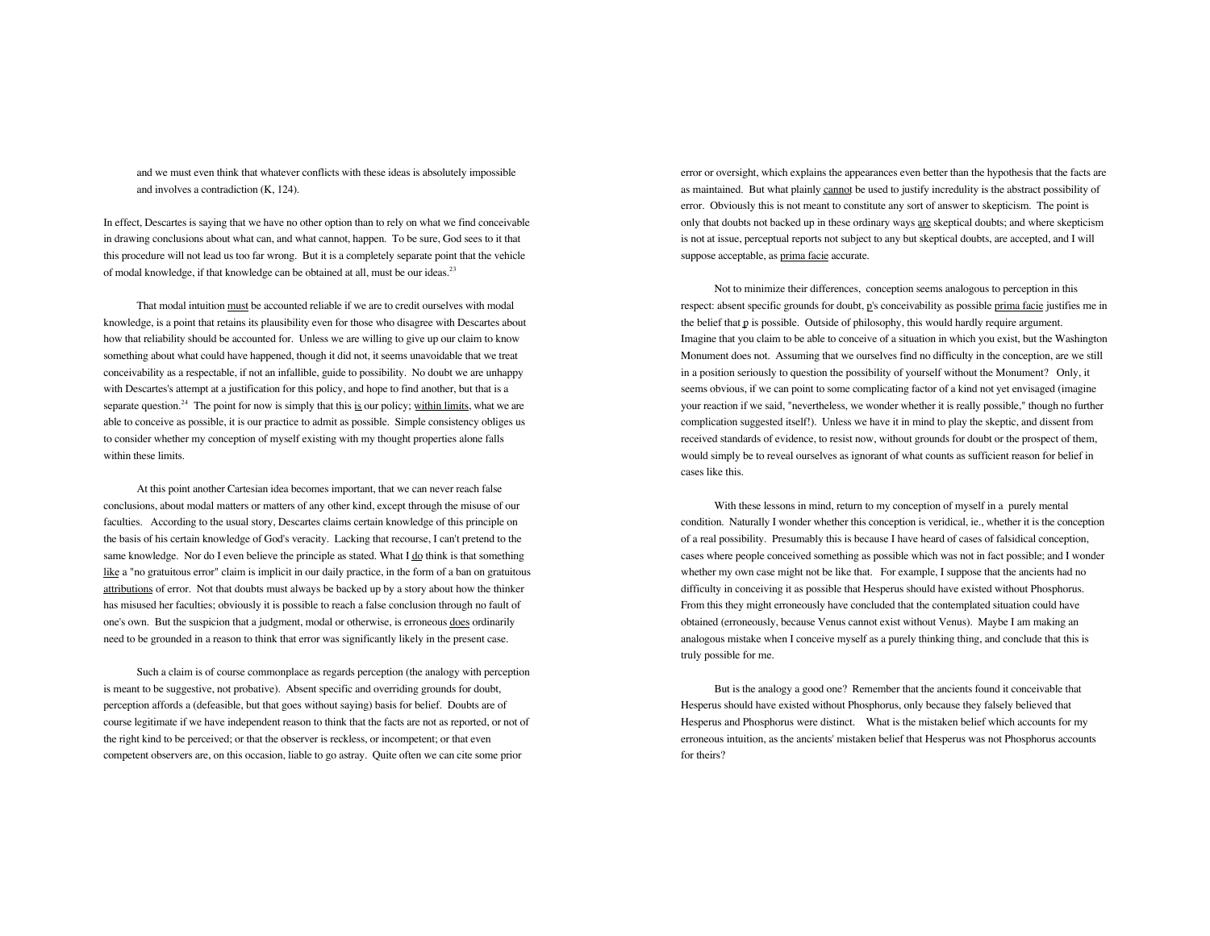and we must even think that whatever conflicts with these ideas is absolutely impossible and involves a contradiction (K, 124).

In effect, Descartes is saying that we have no other option than to rely on what we find conceivable in drawing conclusions about what can, and what cannot, happen. To be sure, God sees to it that this procedure will not lead us too far wrong. But it is a completely separate point that the vehicle of modal knowledge, if that knowledge can be obtained at all, must be our ideas.[23]

That modal intuition must be accounted reliable if we are to credit ourselves with modal knowledge, is a point that retains its plausibility even for those who disagree with Descartes about how that reliability should be accounted for. Unless we are willing to give up our claim to know something about what could have happened, though it did not, it seems unavoidable that we treat conceivability as a respectable, if not an infallible, guide to possibility. No doubt we are unhappy with Descartes's attempt at a justification for this policy, and hope to find another, but that is a separate question.[24] The point for now is simply that this is our policy; within limits, what we are able to conceive as possible, it is our practice to admit as possible. Simple consistency obliges us to consider whether my conception of myself existing with my thought properties alone falls within these limits.

At this point another Cartesian idea becomes important, that we can never reach false conclusions, about modal matters or matters of any other kind, except through the misuse of our faculties. According to the usual story, Descartes claims certain knowledge of this principle on the basis of his certain knowledge of God's veracity. Lacking that recourse, I can't pretend to the same knowledge. Nor do I even believe the principle as stated. What I do think is that something like a "no gratuitous error" claim is implicit in our daily practice, in the form of a ban on gratuitous attributions of error. Not that doubts must always be backed up by a story about how the thinker has misused her faculties; obviously it is possible to reach a false conclusion through no fault of one's own. But the suspicion that a judgment, modal or otherwise, is erroneous does ordinarily need to be grounded in a reason to think that error was significantly likely in the present case.

Such a claim is of course commonplace as regards perception (the analogy with perception is meant to be suggestive, not probative). Absent specific and overriding grounds for doubt, perception affords a (defeasible, but that goes without saying) basis for belief. Doubts are of course legitimate if we have independent reason to think that the facts are not as reported, or not of the right kind to be perceived; or that the observer is reckless, or incompetent; or that even competent observers are, on this occasion, liable to go astray. Quite often we can cite some prior error or oversight, which explains the appearances even better than the hypothesis that the facts are as maintained. But what plainly cannot be used to justify incredulity is the abstract possibility of error. Obviously this is not meant to constitute any sort of answer to skepticism. The point is only that doubts not backed up in these ordinary ways are skeptical doubts; and where skepticism is not at issue, perceptual reports not subject to any but skeptical doubts, are accepted, and I will suppose acceptable, as prima facie accurate.

Not to minimize their differences, conception seems analogous to perception in this respect: absent specific grounds for doubt, p's conceivability as possible prima facie justifies me in the belief that p is possible. Outside of philosophy, this would hardly require argument. Imagine that you claim to be able to conceive of a situation in which you exist, but the Washington Monument does not. Assuming that we ourselves find no difficulty in the conception, are we still in a position seriously to question the possibility of yourself without the Monument? Only, it seems obvious, if we can point to some complicating factor of a kind not yet envisaged (imagine your reaction if we said, "nevertheless, we wonder whether it is really possible," though no further complication suggested itself!). Unless we have it in mind to play the skeptic, and dissent from received standards of evidence, to resist now, without grounds for doubt or the prospect of them, would simply be to reveal ourselves as ignorant of what counts as sufficient reason for belief in cases like this.

With these lessons in mind, return to my conception of myself in a purely mental condition. Naturally I wonder whether this conception is veridical, ie., whether it is the conception of a real possibility. Presumably this is because I have heard of cases of falsidical conception, cases where people conceived something as possible which was not in fact possible; and I wonder whether my own case might not be like that. For example, I suppose that the ancients had no difficulty in conceiving it as possible that Hesperus should have existed without Phosphorus. From this they might erroneously have concluded that the contemplated situation could have obtained (erroneously, because Venus cannot exist without Venus). Maybe I am making an analogous mistake when I conceive myself as a purely thinking thing, and conclude that this is truly possible for me.

But is the analogy a good one? Remember that the ancients found it conceivable that Hesperus should have existed without Phosphorus, only because they falsely believed that Hesperus and Phosphorus were distinct. What is the mistaken belief which accounts for my erroneous intuition, as the ancients' mistaken belief that Hesperus was not Phosphorus accounts for theirs?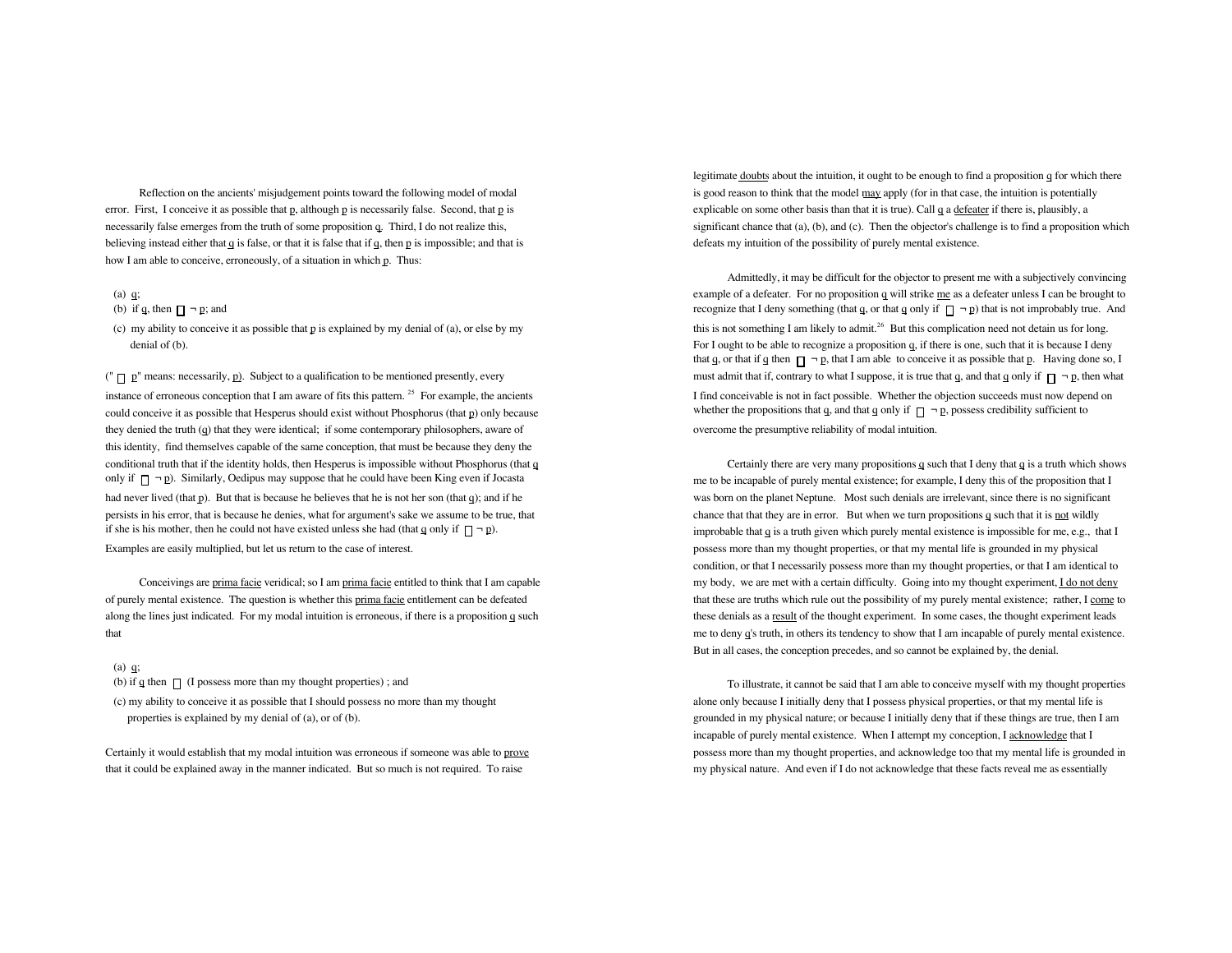Reflection on the ancients' misjudgement points toward the following model of modal error. First, I conceive it as possible that p, although p is necessarily false. Second, that p is necessarily false emerges from the truth of some proposition q. Third, I do not realize this, believing instead either that q is false, or that it is false that if q, then p is impossible; and that is how I am able to conceive, erroneously, of a situation in which p. Thus:

(a) q;
(b) if q, then $\Box \neg p$; and
(c) my ability to conceive it as possible that p is explained by my denial of (a), or else by my denial of (b).

("$\Box$ p" means: necessarily, p). Subject to a qualification to be mentioned presently, every instance of erroneous conception that I am aware of fits this pattern.[25] For example, the ancients could conceive it as possible that Hesperus should exist without Phosphorus (that p) only because they denied the truth (q) that they were identical; if some contemporary philosophers, aware of this identity, find themselves capable of the same conception, that must be because they deny the conditional truth that if the identity holds, then Hesperus is impossible without Phosphorus (that q only if $\Box \neg p$). Similarly, Oedipus may suppose that he could have been King even if Jocasta had never lived (that p). But that is because he believes that he is not her son (that q); and if he persists in his error, that is because he denies, what for argument's sake we assume to be true, that if she is his mother, then he could not have existed unless she had (that q only if $\Box \neg p$). Examples are easily multiplied, but let us return to the case of interest.

Conceivings are prima facie veridical; so I am prima facie entitled to think that I am capable of purely mental existence. The question is whether this prima facie entitlement can be defeated along the lines just indicated. For my modal intuition is erroneous, if there is a proposition q such that

(a) q;
(b) if q then $\Box$ (I possess more than my thought properties) ; and
(c) my ability to conceive it as possible that I should possess no more than my thought properties is explained by my denial of (a), or of (b).

Certainly it would establish that my modal intuition was erroneous if someone was able to prove that it could be explained away in the manner indicated. But so much is not required. To raise legitimate doubts about the intuition, it ought to be enough to find a proposition q for which there is good reason to think that the model may apply (for in that case, the intuition is potentially explicable on some other basis than that it is true). Call q a defeater if there is, plausibly, a significant chance that (a), (b), and (c). Then the objector's challenge is to find a proposition which defeats my intuition of the possibility of purely mental existence.

Admittedly, it may be difficult for the objector to present me with a subjectively convincing example of a defeater. For no proposition q will strike me as a defeater unless I can be brought to recognize that I deny something (that q, or that q only if $\Box \neg p$) that is not improbably true. And this is not something I am likely to admit.[26] But this complication need not detain us for long. For I ought to be able to recognize a proposition q, if there is one, such that it is because I deny that q, or that if q then $\Box \neg p$, that I am able to conceive it as possible that p. Having done so, I must admit that if, contrary to what I suppose, it is true that q, and that q only if $\Box \neg p$, then what I find conceivable is not in fact possible. Whether the objection succeeds must now depend on whether the propositions that q, and that q only if $\Box \neg p$, possess credibility sufficient to overcome the presumptive reliability of modal intuition.

Certainly there are very many propositions q such that I deny that q is a truth which shows me to be incapable of purely mental existence; for example, I deny this of the proposition that I was born on the planet Neptune. Most such denials are irrelevant, since there is no significant chance that that they are in error. But when we turn propositions q such that it is not wildly improbable that q is a truth given which purely mental existence is impossible for me, e.g., that I possess more than my thought properties, or that my mental life is grounded in my physical condition, or that I necessarily possess more than my thought properties, or that I am identical to my body, we are met with a certain difficulty. Going into my thought experiment, I do not deny that these are truths which rule out the possibility of my purely mental existence; rather, I come to these denials as a result of the thought experiment. In some cases, the thought experiment leads me to deny q's truth, in others its tendency to show that I am incapable of purely mental existence. But in all cases, the conception precedes, and so cannot be explained by, the denial.

To illustrate, it cannot be said that I am able to conceive myself with my thought properties alone only because I initially deny that I possess physical properties, or that my mental life is grounded in my physical nature; or because I initially deny that if these things are true, then I am incapable of purely mental existence. When I attempt my conception, I acknowledge that I possess more than my thought properties, and acknowledge too that my mental life is grounded in my physical nature. And even if I do not acknowledge that these facts reveal me as essentially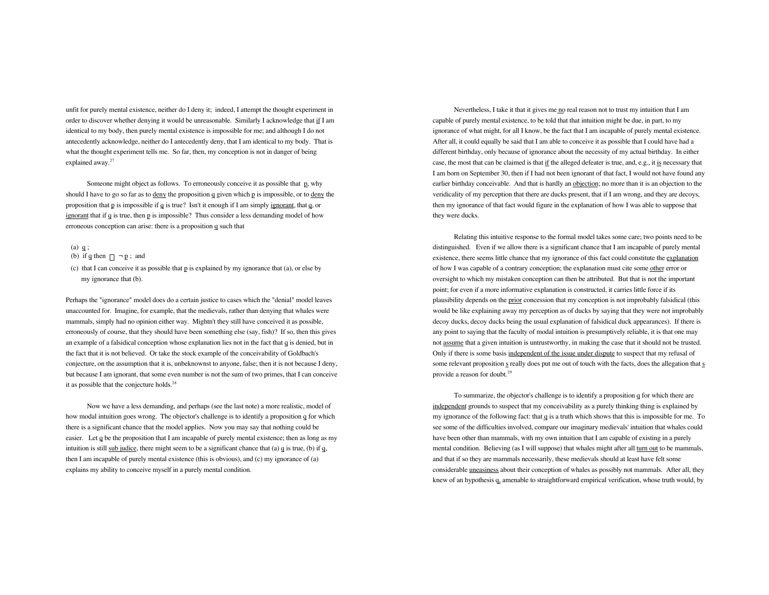unfit for purely mental existence, neither do I deny it; indeed, I attempt the thought experiment in order to discover whether denying it would be unreasonable. Similarly I acknowledge that _if_ I am identical to my body, then purely mental existence is impossible for me; and although I do not antecedently acknowledge, neither do I antecedently deny, that I am identical to my body. That is what the thought experiment tells me. So far, then, my conception is not in danger of being explained away.[27]

Someone might object as follows. To erroneously conceive it as possible that _p_, why should I have to go so far as to _deny_ the proposition _q_ given which _p_ is impossible, or to _deny_ the proposition that _p_ is impossible if _q_ is true? Isn't it enough if I am simply _ignorant_, that _q_, or _ignorant_ that if _q_ is true, then _p_ is impossible? Thus consider a less demanding model of how erroneous conception can arise: there is a proposition _q_ such that

(a) _q_ ;
(b) if _q_ then $\Box \neg p$ ; and
(c) that I can conceive it as possible that _p_ is explained by my ignorance that (a), or else by my ignorance that (b).

Perhaps the "ignorance" model does do a certain justice to cases which the "denial" model leaves unaccounted for. Imagine, for example, that the medievals, rather than denying that whales were mammals, simply had no opinion either way. Mightn't they still have conceived it as possible, erroneously of course, that they should have been something else (say, fish)? If so, then this gives an example of a falsidical conception whose explanation lies not in the fact that _q_ is denied, but in the fact that it is not believed. Or take the stock example of the conceivability of Goldbach's conjecture, on the assumption that it is, unbeknownst to anyone, false; then it is not because I deny, but because I am ignorant, that some even number is not the sum of two primes, that I can conceive it as possible that the conjecture holds.[28]

Now we have a less demanding, and perhaps (see the last note) a more realistic, model of how modal intuition goes wrong. The objector's challenge is to identify a proposition _q_ for which there is a significant chance that the model applies. Now you may say that nothing could be easier. Let _q_ be the proposition that I am incapable of purely mental existence; then as long as my intuition is still _sub judice_, there might seem to be a significant chance that (a) _q_ is true, (b) if _q_, then I am incapable of purely mental existence (this is obvious), and (c) my ignorance of (a) explains my ability to conceive myself in a purely mental condition.

Nevertheless, I take it that it gives me _no_ real reason not to trust my intuition that I am capable of purely mental existence, to be told that that intuition might be due, in part, to my ignorance of what might, for all I know, be the fact that I am incapable of purely mental existence. After all, it could equally be said that I am able to conceive it as possible that I could have had a different birthday, only because of ignorance about the necessity of my actual birthday. In either case, the most that can be claimed is that _if_ the alleged defeater is true, and, e.g., it _is_ necessary that I am born on September 30, then if I had not been ignorant of that fact, I would not have found any earlier birthday conceivable. And that is hardly an _objection_; no more than it is an objection to the veridicality of my perception that there are ducks present, that if I am wrong, and they are decoys, then my ignorance of that fact would figure in the explanation of how I was able to suppose that they were ducks.

Relating this intuitive response to the formal model takes some care; two points need to be distinguished. Even if we allow there is a significant chance that I am incapable of purely mental existence, there seems little chance that my ignorance of this fact could constitute the _explanation_ of how I was capable of a contrary conception; the explanation must cite some _other_ error or oversight to which my mistaken conception can then be attributed. But that is not the important point; for even if a more informative explanation is constructed, it carries little force if its plausibility depends on the _prior_ concession that my conception is not improbably falsidical (this would be like explaining away my perception as of ducks by saying that they were not improbably decoy ducks, decoy ducks being the usual explanation of falsidical duck appearances). If there is any point to saying that the faculty of modal intuition is presumptively reliable, it is that one may not _assume_ that a given intuition is untrustworthy, in making the case that it should not be trusted. Only if there is some basis _independent of the issue under dispute_ to suspect that my refusal of some relevant proposition _s_ really does put me out of touch with the facts, does the allegation that _s_ provide a reason for doubt.[29]

To summarize, the objector's challenge is to identify a proposition _q_ for which there are _independent_ grounds to suspect that my conceivability as a purely thinking thing is explained by my ignorance of the following fact: that _q_ is a truth which shows that this is impossible for me. To see some of the difficulties involved, compare our imaginary medievals' intuition that whales could have been other than mammals, with my own intuition that I am capable of existing in a purely mental condition. Believing (as I will suppose) that whales might after all _turn out_ to be mammals, and that if so they are mammals necessarily, these medievals should at least have felt some considerable _uneasiness_ about their conception of whales as possibly not mammals. After all, they knew of an hypothesis _q_, amenable to straightforward empirical verification, whose truth would, by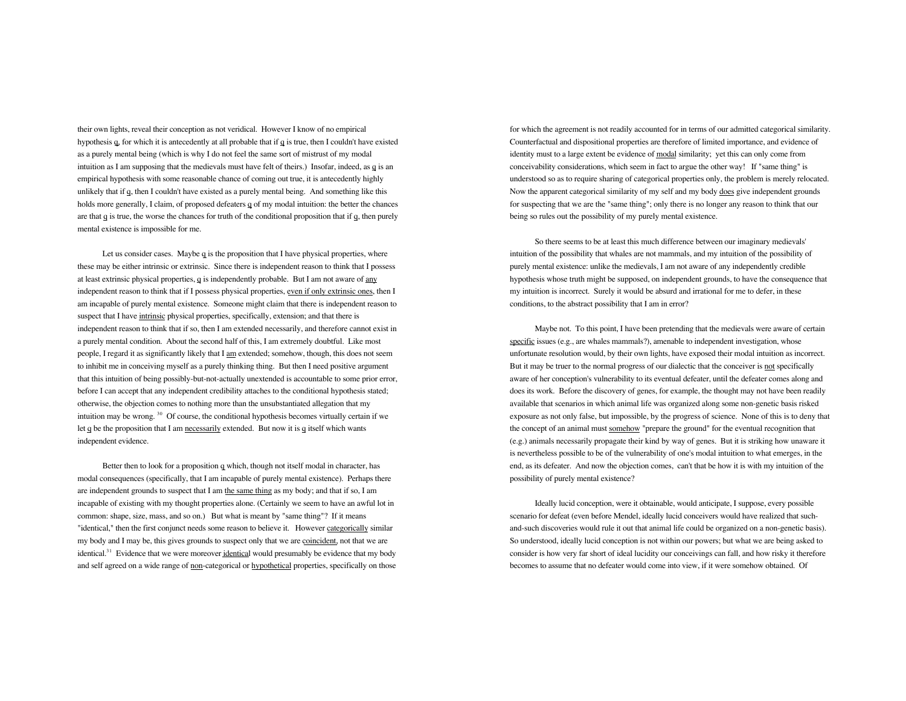their own lights, reveal their conception as not veridical. However I know of no empirical hypothesis q, for which it is antecedently at all probable that if q is true, then I couldn't have existed as a purely mental being (which is why I do not feel the same sort of mistrust of my modal intuition as I am supposing that the medievals must have felt of theirs.) Insofar, indeed, as q is an empirical hypothesis with some reasonable chance of coming out true, it is antecedently highly unlikely that if q, then I couldn't have existed as a purely mental being. And something like this holds more generally, I claim, of proposed defeaters q of my modal intuition: the better the chances are that q is true, the worse the chances for truth of the conditional proposition that if q, then purely mental existence is impossible for me.

Let us consider cases. Maybe q is the proposition that I have physical properties, where these may be either intrinsic or extrinsic. Since there is independent reason to think that I possess at least extrinsic physical properties, q is independently probable. But I am not aware of any independent reason to think that if I possess physical properties, even if only extrinsic ones, then I am incapable of purely mental existence. Someone might claim that there is independent reason to suspect that I have intrinsic physical properties, specifically, extension; and that there is independent reason to think that if so, then I am extended necessarily, and therefore cannot exist in a purely mental condition. About the second half of this, I am extremely doubtful. Like most people, I regard it as significantly likely that I am extended; somehow, though, this does not seem to inhibit me in conceiving myself as a purely thinking thing. But then I need positive argument that this intuition of being possibly-but-not-actually unextended is accountable to some prior error, before I can accept that any independent credibility attaches to the conditional hypothesis stated; otherwise, the objection comes to nothing more than the unsubstantiated allegation that my intuition may be wrong. [30] Of course, the conditional hypothesis becomes virtually certain if we let q be the proposition that I am necessarily extended. But now it is q itself which wants independent evidence.

Better then to look for a proposition q which, though not itself modal in character, has modal consequences (specifically, that I am incapable of purely mental existence). Perhaps there are independent grounds to suspect that I am the same thing as my body; and that if so, I am incapable of existing with my thought properties alone. (Certainly we seem to have an awful lot in common: shape, size, mass, and so on.) But what is meant by "same thing"? If it means "identical," then the first conjunct needs some reason to believe it. However categorically similar my body and I may be, this gives grounds to suspect only that we are coincident, not that we are identical.[31] Evidence that we were moreover identical would presumably be evidence that my body and self agreed on a wide range of non-categorical or hypothetical properties, specifically on those for which the agreement is not readily accounted for in terms of our admitted categorical similarity. Counterfactual and dispositional properties are therefore of limited importance, and evidence of identity must to a large extent be evidence of modal similarity; yet this can only come from conceivability considerations, which seem in fact to argue the other way! If "same thing" is understood so as to require sharing of categorical properties only, the problem is merely relocated. Now the apparent categorical similarity of my self and my body does give independent grounds for suspecting that we are the "same thing"; only there is no longer any reason to think that our being so rules out the possibility of my purely mental existence.

So there seems to be at least this much difference between our imaginary medievals' intuition of the possibility that whales are not mammals, and my intuition of the possibility of purely mental existence: unlike the medievals, I am not aware of any independently credible hypothesis whose truth might be supposed, on independent grounds, to have the consequence that my intuition is incorrect. Surely it would be absurd and irrational for me to defer, in these conditions, to the abstract possibility that I am in error?

Maybe not. To this point, I have been pretending that the medievals were aware of certain specific issues (e.g., are whales mammals?), amenable to independent investigation, whose unfortunate resolution would, by their own lights, have exposed their modal intuition as incorrect. But it may be truer to the normal progress of our dialectic that the conceiver is not specifically aware of her conception's vulnerability to its eventual defeater, until the defeater comes along and does its work. Before the discovery of genes, for example, the thought may not have been readily available that scenarios in which animal life was organized along some non-genetic basis risked exposure as not only false, but impossible, by the progress of science. None of this is to deny that the concept of an animal must somehow "prepare the ground" for the eventual recognition that (e.g.) animals necessarily propagate their kind by way of genes. But it is striking how unaware it is nevertheless possible to be of the vulnerability of one's modal intuition to what emerges, in the end, as its defeater. And now the objection comes, can't that be how it is with my intuition of the possibility of purely mental existence?

Ideally lucid conception, were it obtainable, would anticipate, I suppose, every possible scenario for defeat (even before Mendel, ideally lucid conceivers would have realized that such-and-such discoveries would rule it out that animal life could be organized on a non-genetic basis). So understood, ideally lucid conception is not within our powers; but what we are being asked to consider is how very far short of ideal lucidity our conceivings can fall, and how risky it therefore becomes to assume that no defeater would come into view, if it were somehow obtained. Of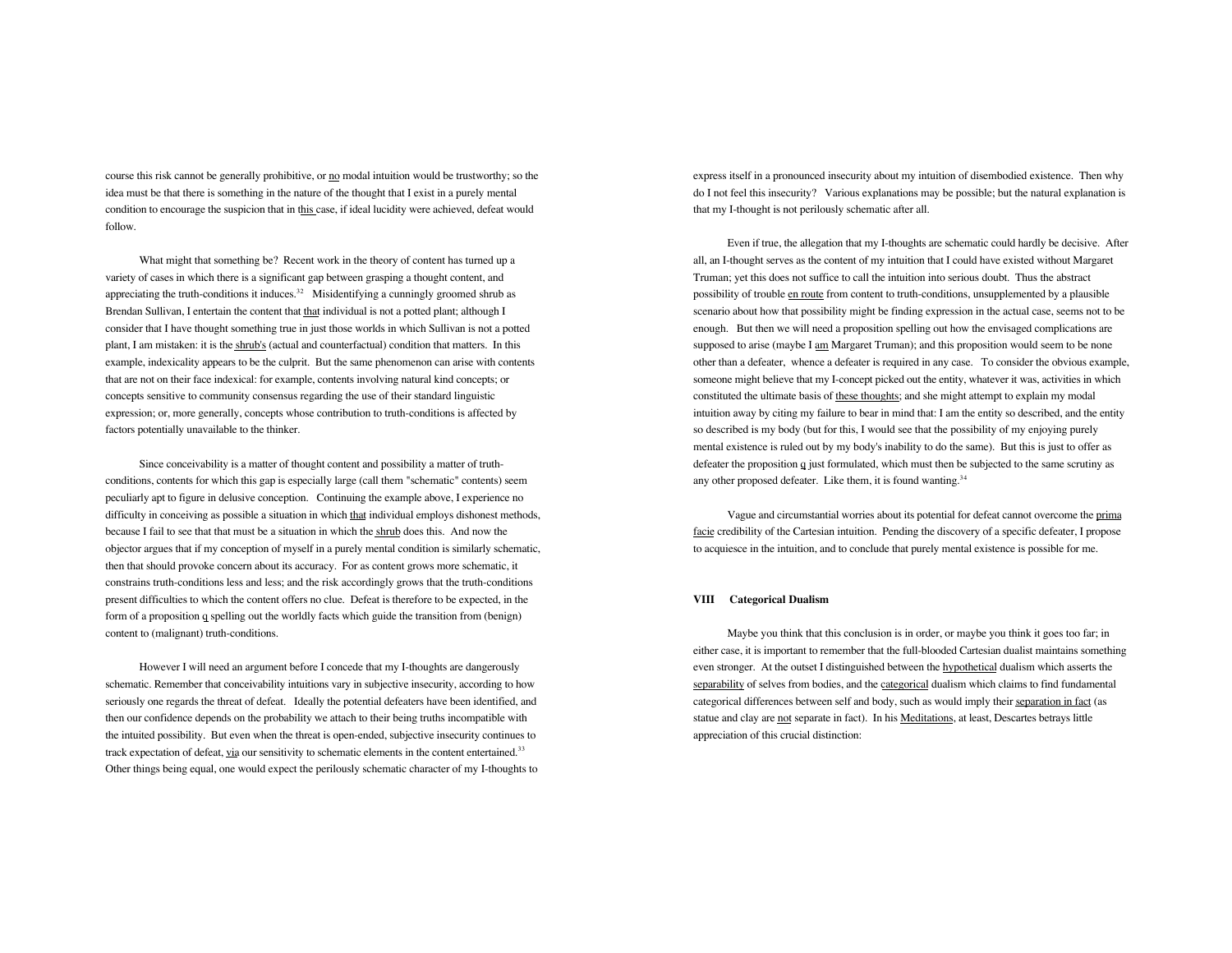course this risk cannot be generally prohibitive, or no modal intuition would be trustworthy; so the idea must be that there is something in the nature of the thought that I exist in a purely mental condition to encourage the suspicion that in this case, if ideal lucidity were achieved, defeat would follow.

What might that something be? Recent work in the theory of content has turned up a variety of cases in which there is a significant gap between grasping a thought content, and appreciating the truth-conditions it induces.[32] Misidentifying a cunningly groomed shrub as Brendan Sullivan, I entertain the content that that individual is not a potted plant; although I consider that I have thought something true in just those worlds in which Sullivan is not a potted plant, I am mistaken: it is the shrub's (actual and counterfactual) condition that matters. In this example, indexicality appears to be the culprit. But the same phenomenon can arise with contents that are not on their face indexical: for example, contents involving natural kind concepts; or concepts sensitive to community consensus regarding the use of their standard linguistic expression; or, more generally, concepts whose contribution to truth-conditions is affected by factors potentially unavailable to the thinker.

Since conceivability is a matter of thought content and possibility a matter of truth-conditions, contents for which this gap is especially large (call them "schematic" contents) seem peculiarly apt to figure in delusive conception. Continuing the example above, I experience no difficulty in conceiving as possible a situation in which that individual employs dishonest methods, because I fail to see that that must be a situation in which the shrub does this. And now the objector argues that if my conception of myself in a purely mental condition is similarly schematic, then that should provoke concern about its accuracy. For as content grows more schematic, it constrains truth-conditions less and less; and the risk accordingly grows that the truth-conditions present difficulties to which the content offers no clue. Defeat is therefore to be expected, in the form of a proposition q spelling out the worldly facts which guide the transition from (benign) content to (malignant) truth-conditions.

However I will need an argument before I concede that my I-thoughts are dangerously schematic. Remember that conceivability intuitions vary in subjective insecurity, according to how seriously one regards the threat of defeat. Ideally the potential defeaters have been identified, and then our confidence depends on the probability we attach to their being truths incompatible with the intuited possibility. But even when the threat is open-ended, subjective insecurity continues to track expectation of defeat, via our sensitivity to schematic elements in the content entertained.[33] Other things being equal, one would expect the perilously schematic character of my I-thoughts to express itself in a pronounced insecurity about my intuition of disembodied existence. Then why do I not feel this insecurity? Various explanations may be possible; but the natural explanation is that my I-thought is not perilously schematic after all.

Even if true, the allegation that my I-thoughts are schematic could hardly be decisive. After all, an I-thought serves as the content of my intuition that I could have existed without Margaret Truman; yet this does not suffice to call the intuition into serious doubt. Thus the abstract possibility of trouble en route from content to truth-conditions, unsupplemented by a plausible scenario about how that possibility might be finding expression in the actual case, seems not to be enough. But then we will need a proposition spelling out how the envisaged complications are supposed to arise (maybe I am Margaret Truman); and this proposition would seem to be none other than a defeater, whence a defeater is required in any case. To consider the obvious example, someone might believe that my I-concept picked out the entity, whatever it was, activities in which constituted the ultimate basis of these thoughts; and she might attempt to explain my modal intuition away by citing my failure to bear in mind that: I am the entity so described, and the entity so described is my body (but for this, I would see that the possibility of my enjoying purely mental existence is ruled out by my body's inability to do the same). But this is just to offer as defeater the proposition q just formulated, which must then be subjected to the same scrutiny as any other proposed defeater. Like them, it is found wanting.[34]

Vague and circumstantial worries about its potential for defeat cannot overcome the prima facie credibility of the Cartesian intuition. Pending the discovery of a specific defeater, I propose to acquiesce in the intuition, and to conclude that purely mental existence is possible for me.

## VIII Categorical Dualism

Maybe you think that this conclusion is in order, or maybe you think it goes too far; in either case, it is important to remember that the full-blooded Cartesian dualist maintains something even stronger. At the outset I distinguished between the hypothetical dualism which asserts the separability of selves from bodies, and the categorical dualism which claims to find fundamental categorical differences between self and body, such as would imply their separation in fact (as statue and clay are not separate in fact). In his Meditations, at least, Descartes betrays little appreciation of this crucial distinction: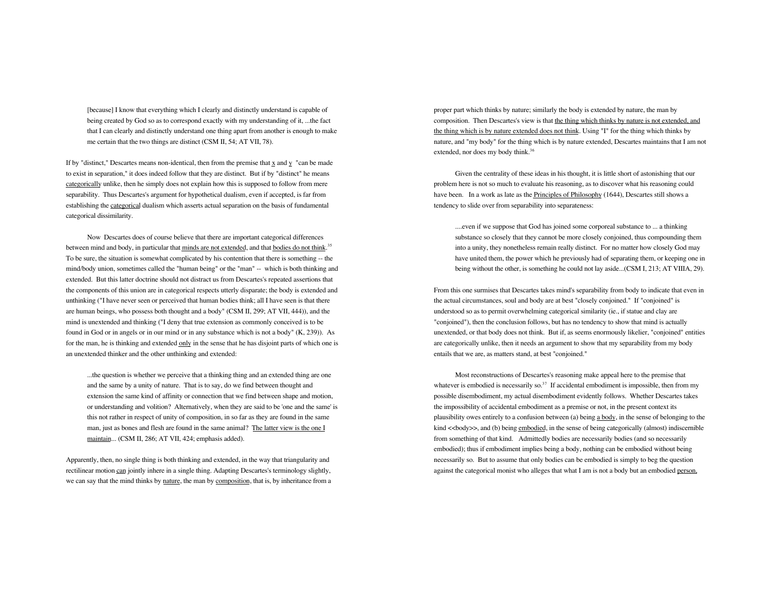> [because] I know that everything which I clearly and distinctly understand is capable of being created by God so as to correspond exactly with my understanding of it, ...the fact that I can clearly and distinctly understand one thing apart from another is enough to make me certain that the two things are distinct (CSM II, 54; AT VII, 78).

If by "distinct," Descartes means non-identical, then from the premise that x and y "can be made to exist in separation," it does indeed follow that they are distinct. But if by "distinct" he means categorically unlike, then he simply does not explain how this is supposed to follow from mere separability. Thus Descartes's argument for hypothetical dualism, even if accepted, is far from establishing the categorical dualism which asserts actual separation on the basis of fundamental categorical dissimilarity.

Now Descartes does of course believe that there are important categorical differences between mind and body, in particular that minds are not extended, and that bodies do not think.[35] To be sure, the situation is somewhat complicated by his contention that there is something -- the mind/body union, sometimes called the "human being" or the "man" -- which is both thinking and extended. But this latter doctrine should not distract us from Descartes's repeated assertions that the components of this union are in categorical respects utterly disparate; the body is extended and unthinking ("I have never seen or perceived that human bodies think; all I have seen is that there are human beings, who possess both thought and a body" (CSM II, 299; AT VII, 444)), and the mind is unextended and thinking ("I deny that true extension as commonly conceived is to be found in God or in angels or in our mind or in any substance which is not a body" (K, 239)). As for the man, he is thinking and extended only in the sense that he has disjoint parts of which one is an unextended thinker and the other unthinking and extended:

> ...the question is whether we perceive that a thinking thing and an extended thing are one and the same by a unity of nature. That is to say, do we find between thought and extension the same kind of affinity or connection that we find between shape and motion, or understanding and volition? Alternatively, when they are said to be 'one and the same' is this not rather in respect of unity of composition, in so far as they are found in the same man, just as bones and flesh are found in the same animal? The latter view is the one I maintain... (CSM II, 286; AT VII, 424; emphasis added).

Apparently, then, no single thing is both thinking and extended, in the way that triangularity and rectilinear motion can jointly inhere in a single thing. Adapting Descartes's terminology slightly, we can say that the mind thinks by nature, the man by composition, that is, by inheritance from a proper part which thinks by nature; similarly the body is extended by nature, the man by composition. Then Descartes's view is that the thing which thinks by nature is not extended, and the thing which is by nature extended does not think. Using "I" for the thing which thinks by nature, and "my body" for the thing which is by nature extended, Descartes maintains that I am not extended, nor does my body think.[36]

Given the centrality of these ideas in his thought, it is little short of astonishing that our problem here is not so much to evaluate his reasoning, as to discover what his reasoning could have been. In a work as late as the Principles of Philosophy (1644), Descartes still shows a tendency to slide over from separability into separateness:

> ....even if we suppose that God has joined some corporeal substance to ... a thinking substance so closely that they cannot be more closely conjoined, thus compounding them into a unity, they nonetheless remain really distinct. For no matter how closely God may have united them, the power which he previously had of separating them, or keeping one in being without the other, is something he could not lay aside...(CSM I, 213; AT VIIIA, 29).

From this one surmises that Descartes takes mind's separability from body to indicate that even in the actual circumstances, soul and body are at best "closely conjoined." If "conjoined" is understood so as to permit overwhelming categorical similarity (ie., if statue and clay are "conjoined"), then the conclusion follows, but has no tendency to show that mind is actually unextended, or that body does not think. But if, as seems enormously likelier, "conjoined" entities are categorically unlike, then it needs an argument to show that my separability from my body entails that we are, as matters stand, at best "conjoined."

Most reconstructions of Descartes's reasoning make appeal here to the premise that whatever is embodied is necessarily so.[37] If accidental embodiment is impossible, then from my possible disembodiment, my actual disembodiment evidently follows. Whether Descartes takes the impossibility of accidental embodiment as a premise or not, in the present context its plausibility owes entirely to a confusion between (a) being a body, in the sense of belonging to the kind <<body>>, and (b) being embodied, in the sense of being categorically (almost) indiscernible from something of that kind. Admittedly bodies are necessarily bodies (and so necessarily embodied); thus if embodiment implies being a body, nothing can be embodied without being necessarily so. But to assume that only bodies can be embodied is simply to beg the question against the categorical monist who alleges that what I am is not a body but an embodied person,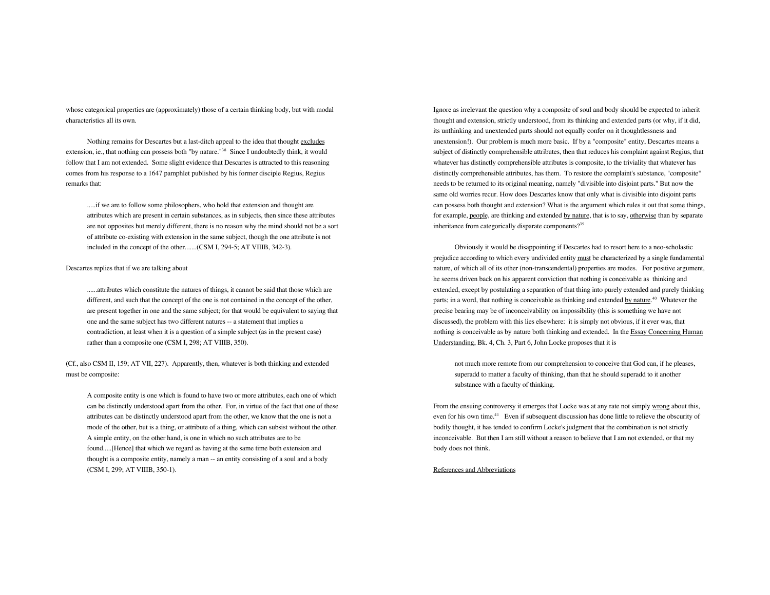whose categorical properties are (approximately) those of a certain thinking body, but with modal characteristics all its own.

Nothing remains for Descartes but a last-ditch appeal to the idea that thought excludes extension, ie., that nothing can possess both "by nature."[38] Since I undoubtedly think, it would follow that I am not extended. Some slight evidence that Descartes is attracted to this reasoning comes from his response to a 1647 pamphlet published by his former disciple Regius, Regius remarks that:

> .....if we are to follow some philosophers, who hold that extension and thought are attributes which are present in certain substances, as in subjects, then since these attributes are not opposites but merely different, there is no reason why the mind should not be a sort of attribute co-existing with extension in the same subject, though the one attribute is not included in the concept of the other.......(CSM I, 294-5; AT VIIIB, 342-3).

Descartes replies that if we are talking about

> ......attributes which constitute the natures of things, it cannot be said that those which are different, and such that the concept of the one is not contained in the concept of the other, are present together in one and the same subject; for that would be equivalent to saying that one and the same subject has two different natures -- a statement that implies a contradiction, at least when it is a question of a simple subject (as in the present case) rather than a composite one (CSM I, 298; AT VIIIB, 350).

(Cf., also CSM II, 159; AT VII, 227). Apparently, then, whatever is both thinking and extended must be composite:

> A composite entity is one which is found to have two or more attributes, each one of which can be distinctly understood apart from the other. For, in virtue of the fact that one of these attributes can be distinctly understood apart from the other, we know that the one is not a mode of the other, but is a thing, or attribute of a thing, which can subsist without the other. A simple entity, on the other hand, is one in which no such attributes are to be found.....[Hence] that which we regard as having at the same time both extension and thought is a composite entity, namely a man -- an entity consisting of a soul and a body (CSM I, 299; AT VIIIB, 350-1).

Ignore as irrelevant the question why a composite of soul and body should be expected to inherit thought and extension, strictly understood, from its thinking and extended parts (or why, if it did, its unthinking and unextended parts should not equally confer on it thoughtlessness and unextension!). Our problem is much more basic. If by a "composite" entity, Descartes means a subject of distinctly comprehensible attributes, then that reduces his complaint against Regius, that whatever has distinctly comprehensible attributes is composite, to the triviality that whatever has distinctly comprehensible attributes, has them. To restore the complaint's substance, "composite" needs to be returned to its original meaning, namely "divisible into disjoint parts." But now the same old worries recur. How does Descartes know that only what is divisible into disjoint parts can possess both thought and extension? What is the argument which rules it out that some things, for example, people, are thinking and extended by nature, that is to say, otherwise than by separate inheritance from categorically disparate components?[39]

Obviously it would be disappointing if Descartes had to resort here to a neo-scholastic prejudice according to which every undivided entity must be characterized by a single fundamental nature, of which all of its other (non-transcendental) properties are modes. For positive argument, he seems driven back on his apparent conviction that nothing is conceivable as thinking and extended, except by postulating a separation of that thing into purely extended and purely thinking parts; in a word, that nothing is conceivable as thinking and extended by nature.[40] Whatever the precise bearing may be of inconceivability on impossibility (this is something we have not discussed), the problem with this lies elsewhere: it is simply not obvious, if it ever was, that nothing is conceivable as by nature both thinking and extended. In the Essay Concerning Human Understanding, Bk. 4, Ch. 3, Part 6, John Locke proposes that it is

> not much more remote from our comprehension to conceive that God can, if he pleases, superadd to matter a faculty of thinking, than that he should superadd to it another substance with a faculty of thinking.

From the ensuing controversy it emerges that Locke was at any rate not simply wrong about this, even for his own time.[41] Even if subsequent discussion has done little to relieve the obscurity of bodily thought, it has tended to confirm Locke's judgment that the combination is not strictly inconceivable. But then I am still without a reason to believe that I am not extended, or that my body does not think.

## References and Abbreviations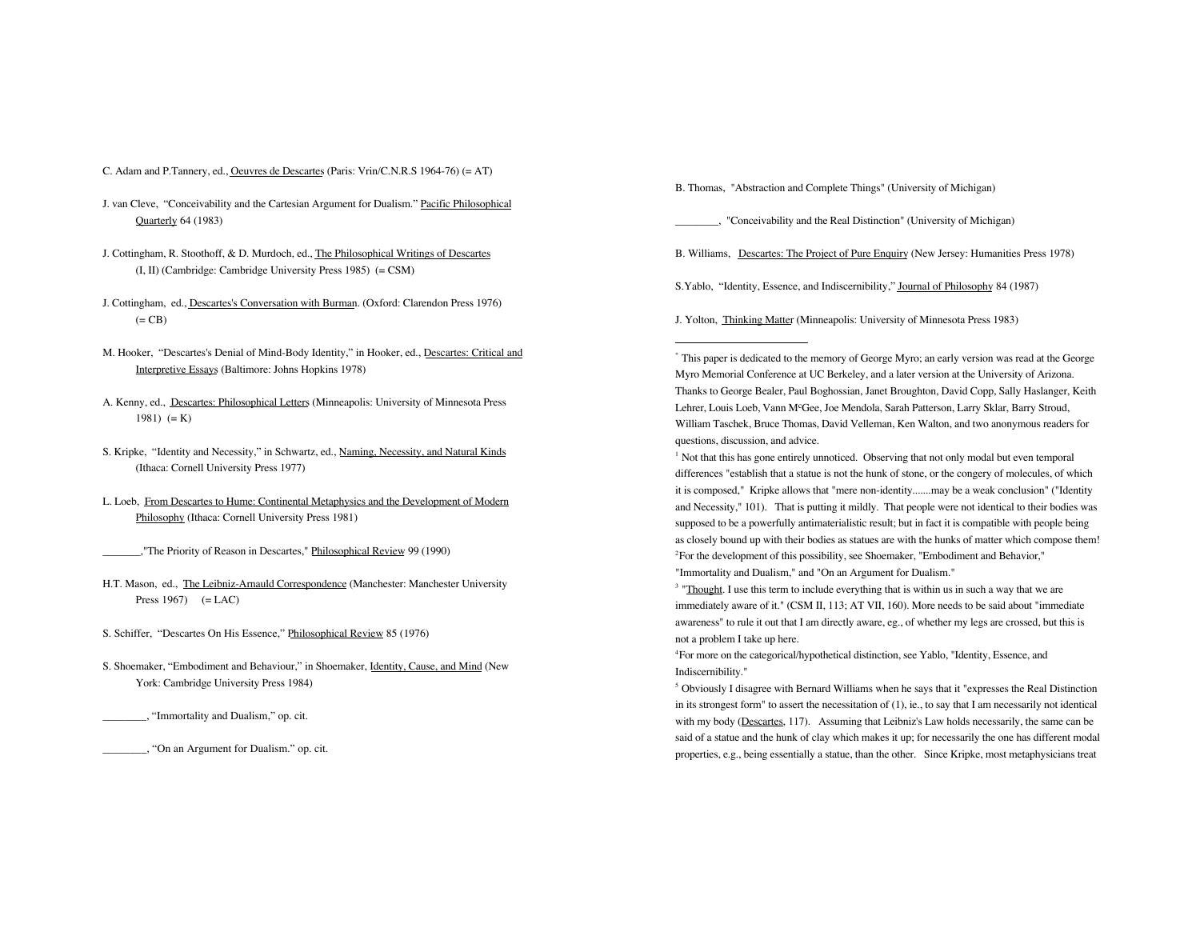C. Adam and P.Tannery, ed., Oeuvres de Descartes (Paris: Vrin/C.N.R.S 1964-76) (= AT)

J. van Cleve, "Conceivability and the Cartesian Argument for Dualism." Pacific Philosophical Quarterly 64 (1983)

J. Cottingham, R. Stoothoff, & D. Murdoch, ed., The Philosophical Writings of Descartes (I, II) (Cambridge: Cambridge University Press 1985) (= CSM)

J. Cottingham, ed., Descartes's Conversation with Burman. (Oxford: Clarendon Press 1976) (= CB)

M. Hooker, "Descartes's Denial of Mind-Body Identity," in Hooker, ed., Descartes: Critical and Interpretive Essays (Baltimore: Johns Hopkins 1978)

A. Kenny, ed., Descartes: Philosophical Letters (Minneapolis: University of Minnesota Press 1981) (= K)

S. Kripke, "Identity and Necessity," in Schwartz, ed., Naming, Necessity, and Natural Kinds (Ithaca: Cornell University Press 1977)

L. Loeb, From Descartes to Hume: Continental Metaphysics and the Development of Modern Philosophy (Ithaca: Cornell University Press 1981)

_______,"The Priority of Reason in Descartes," Philosophical Review 99 (1990)

H.T. Mason, ed., The Leibniz-Arnauld Correspondence (Manchester: Manchester University Press 1967) (= LAC)

S. Schiffer, "Descartes On His Essence," Philosophical Review 85 (1976)

S. Shoemaker, "Embodiment and Behaviour," in Shoemaker, Identity, Cause, and Mind (New York: Cambridge University Press 1984)

________, "Immortality and Dualism," op. cit.

________, "On an Argument for Dualism." op. cit.

B. Thomas, "Abstraction and Complete Things" (University of Michigan)

________, "Conceivability and the Real Distinction" (University of Michigan)

B. Williams, Descartes: The Project of Pure Enquiry (New Jersey: Humanities Press 1978)

S.Yablo, "Identity, Essence, and Indiscernibility," Journal of Philosophy 84 (1987)

J. Yolton, Thinking Matter (Minneapolis: University of Minnesota Press 1983)

---

[*] This paper is dedicated to the memory of George Myro; an early version was read at the George Myro Memorial Conference at UC Berkeley, and a later version at the University of Arizona. Thanks to George Bealer, Paul Boghossian, Janet Broughton, David Copp, Sally Haslanger, Keith Lehrer, Louis Loeb, Vann McGee, Joe Mendola, Sarah Patterson, Larry Sklar, Barry Stroud, William Taschek, Bruce Thomas, David Velleman, Ken Walton, and two anonymous readers for questions, discussion, and advice.

[1] Not that this has gone entirely unnoticed. Observing that not only modal but even temporal differences "establish that a statue is not the hunk of stone, or the congery of molecules, of which it is composed," Kripke allows that "mere non-identity.......may be a weak conclusion" ("Identity and Necessity," 101). That is putting it mildly. That people were not identical to their bodies was supposed to be a powerfully antimaterialistic result; but in fact it is compatible with people being as closely bound up with their bodies as statues are with the hunks of matter which compose them!

[2] For the development of this possibility, see Shoemaker, "Embodiment and Behavior," "Immortality and Dualism," and "On an Argument for Dualism."

[3] "Thought. I use this term to include everything that is within us in such a way that we are immediately aware of it." (CSM II, 113; AT VII, 160). More needs to be said about "immediate awareness" to rule it out that I am directly aware, eg., of whether my legs are crossed, but this is not a problem I take up here.

[4] For more on the categorical/hypothetical distinction, see Yablo, "Identity, Essence, and Indiscernibility."

[5] Obviously I disagree with Bernard Williams when he says that it "expresses the Real Distinction in its strongest form" to assert the necessitation of (1), ie., to say that I am necessarily not identical with my body (Descartes, 117). Assuming that Leibniz's Law holds necessarily, the same can be said of a statue and the hunk of clay which makes it up; for necessarily the one has different modal properties, e.g., being essentially a statue, than the other. Since Kripke, most metaphysicians treat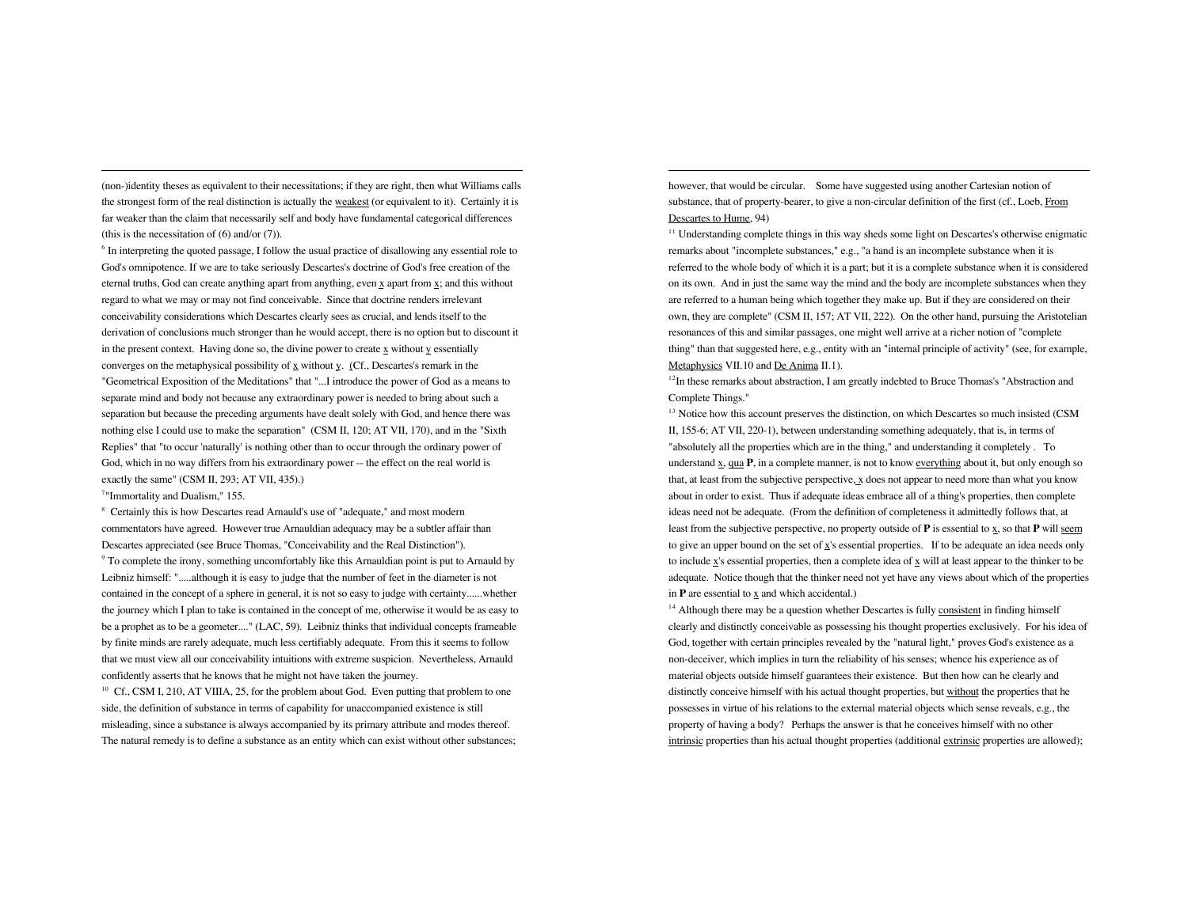(non-)identity theses as equivalent to their necessitations; if they are right, then what Williams calls the strongest form of the real distinction is actually the weakest (or equivalent to it). Certainly it is far weaker than the claim that necessarily self and body have fundamental categorical differences (this is the necessitation of (6) and/or (7)).

[6] In interpreting the quoted passage, I follow the usual practice of disallowing any essential role to God's omnipotence. If we are to take seriously Descartes's doctrine of God's free creation of the eternal truths, God can create anything apart from anything, even x apart from x; and this without regard to what we may or may not find conceivable. Since that doctrine renders irrelevant conceivability considerations which Descartes clearly sees as crucial, and lends itself to the derivation of conclusions much stronger than he would accept, there is no option but to discount it in the present context. Having done so, the divine power to create x without y essentially converges on the metaphysical possibility of x without y. (Cf., Descartes's remark in the "Geometrical Exposition of the Meditations" that "...I introduce the power of God as a means to separate mind and body not because any extraordinary power is needed to bring about such a separation but because the preceding arguments have dealt solely with God, and hence there was nothing else I could use to make the separation" (CSM II, 120; AT VII, 170), and in the "Sixth Replies" that "to occur 'naturally' is nothing other than to occur through the ordinary power of God, which in no way differs from his extraordinary power -- the effect on the real world is exactly the same" (CSM II, 293; AT VII, 435).)

[7] "Immortality and Dualism," 155.

[8] Certainly this is how Descartes read Arnauld's use of "adequate," and most modern commentators have agreed. However true Arnauldian adequacy may be a subtler affair than Descartes appreciated (see Bruce Thomas, "Conceivability and the Real Distinction").

[9] To complete the irony, something uncomfortably like this Arnauldian point is put to Arnauld by Leibniz himself: ".....although it is easy to judge that the number of feet in the diameter is not contained in the concept of a sphere in general, it is not so easy to judge with certainty......whether the journey which I plan to take is contained in the concept of me, otherwise it would be as easy to be a prophet as to be a geometer...." (LAC, 59). Leibniz thinks that individual concepts frameable by finite minds are rarely adequate, much less certifiably adequate. From this it seems to follow that we must view all our conceivability intuitions with extreme suspicion. Nevertheless, Arnauld confidently asserts that he knows that he might not have taken the journey.

[10] Cf., CSM I, 210, AT VIIIA, 25, for the problem about God. Even putting that problem to one side, the definition of substance in terms of capability for unaccompanied existence is still misleading, since a substance is always accompanied by its primary attribute and modes thereof. The natural remedy is to define a substance as an entity which can exist without other substances; however, that would be circular. Some have suggested using another Cartesian notion of substance, that of property-bearer, to give a non-circular definition of the first (cf., Loeb, From Descartes to Hume, 94)

[11] Understanding complete things in this way sheds some light on Descartes's otherwise enigmatic remarks about "incomplete substances," e.g., "a hand is an incomplete substance when it is referred to the whole body of which it is a part; but it is a complete substance when it is considered on its own. And in just the same way the mind and the body are incomplete substances when they are referred to a human being which together they make up. But if they are considered on their own, they are complete" (CSM II, 157; AT VII, 222). On the other hand, pursuing the Aristotelian resonances of this and similar passages, one might well arrive at a richer notion of "complete thing" than that suggested here, e.g., entity with an "internal principle of activity" (see, for example, Metaphysics VII.10 and De Anima II.1).

[12] In these remarks about abstraction, I am greatly indebted to Bruce Thomas's "Abstraction and Complete Things."

[13] Notice how this account preserves the distinction, on which Descartes so much insisted (CSM II, 155-6; AT VII, 220-1), between understanding something adequately, that is, in terms of "absolutely all the properties which are in the thing," and understanding it completely . To understand x, qua **P**, in a complete manner, is not to know everything about it, but only enough so that, at least from the subjective perspective, x does not appear to need more than what you know about in order to exist. Thus if adequate ideas embrace all of a thing's properties, then complete ideas need not be adequate. (From the definition of completeness it admittedly follows that, at least from the subjective perspective, no property outside of **P** is essential to x, so that **P** will seem to give an upper bound on the set of x's essential properties. If to be adequate an idea needs only to include x's essential properties, then a complete idea of x will at least appear to the thinker to be adequate. Notice though that the thinker need not yet have any views about which of the properties in **P** are essential to x and which accidental.)

[14] Although there may be a question whether Descartes is fully consistent in finding himself clearly and distinctly conceivable as possessing his thought properties exclusively. For his idea of God, together with certain principles revealed by the "natural light," proves God's existence as a non-deceiver, which implies in turn the reliability of his senses; whence his experience as of material objects outside himself guarantees their existence. But then how can he clearly and distinctly conceive himself with his actual thought properties, but without the properties that he possesses in virtue of his relations to the external material objects which sense reveals, e.g., the property of having a body? Perhaps the answer is that he conceives himself with no other intrinsic properties than his actual thought properties (additional extrinsic properties are allowed);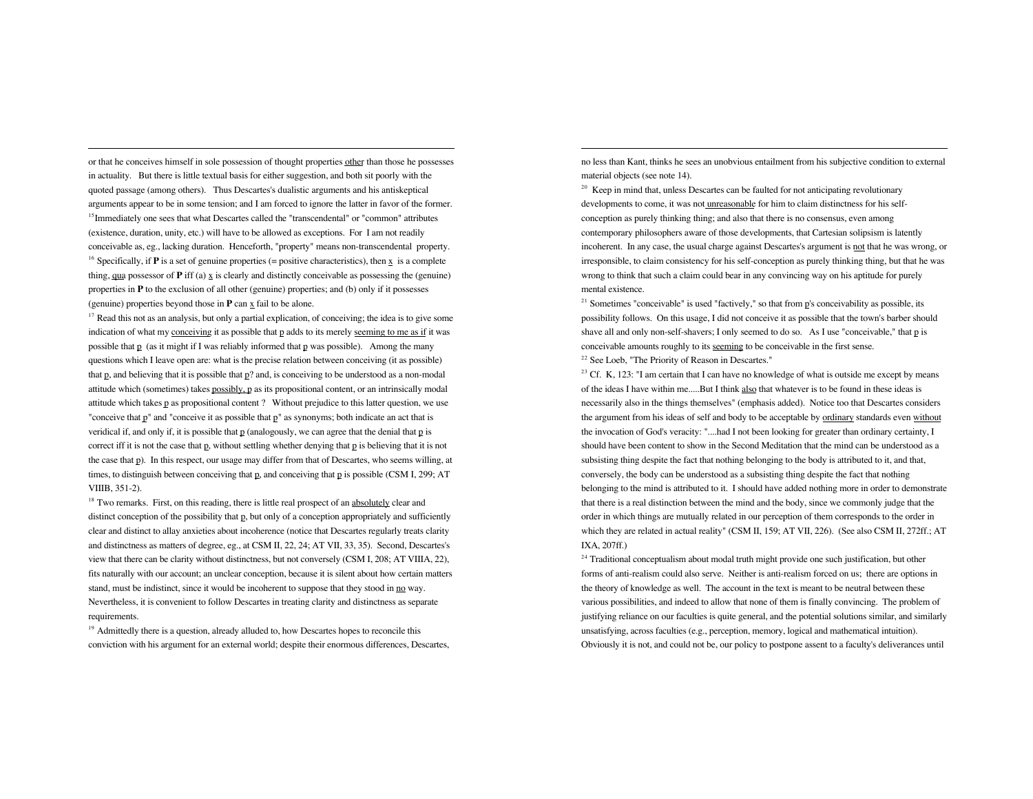or that he conceives himself in sole possession of thought properties other than those he possesses in actuality. But there is little textual basis for either suggestion, and both sit poorly with the quoted passage (among others). Thus Descartes's dualistic arguments and his antiskeptical arguments appear to be in some tension; and I am forced to ignore the latter in favor of the former.

[15] Immediately one sees that what Descartes called the "transcendental" or "common" attributes (existence, duration, unity, etc.) will have to be allowed as exceptions. For I am not readily conceivable as, eg., lacking duration. Henceforth, "property" means non-transcendental property.

[16] Specifically, if **P** is a set of genuine properties (= positive characteristics), then x is a complete thing, qua possessor of **P** iff (a) x is clearly and distinctly conceivable as possessing the (genuine) properties in **P** to the exclusion of all other (genuine) properties; and (b) only if it possesses (genuine) properties beyond those in **P** can x fail to be alone.

[17] Read this not as an analysis, but only a partial explication, of conceiving; the idea is to give some indication of what my conceiving it as possible that p adds to its merely seeming to me as if it was possible that p (as it might if I was reliably informed that p was possible). Among the many questions which I leave open are: what is the precise relation between conceiving (it as possible) that p, and believing that it is possible that p? and, is conceiving to be understood as a non-modal attitude which (sometimes) takes possibly, p as its propositional content, or an intrinsically modal attitude which takes p as propositional content ? Without prejudice to this latter question, we use "conceive that p" and "conceive it as possible that p" as synonyms; both indicate an act that is veridical if, and only if, it is possible that p (analogously, we can agree that the denial that p is correct iff it is not the case that p, without settling whether denying that p is believing that it is not the case that p). In this respect, our usage may differ from that of Descartes, who seems willing, at times, to distinguish between conceiving that p, and conceiving that p is possible (CSM I, 299; AT VIIIB, 351-2).

[18] Two remarks. First, on this reading, there is little real prospect of an absolutely clear and distinct conception of the possibility that p, but only of a conception appropriately and sufficiently clear and distinct to allay anxieties about incoherence (notice that Descartes regularly treats clarity and distinctness as matters of degree, eg., at CSM II, 22, 24; AT VII, 33, 35). Second, Descartes's view that there can be clarity without distinctness, but not conversely (CSM I, 208; AT VIIIA, 22), fits naturally with our account; an unclear conception, because it is silent about how certain matters stand, must be indistinct, since it would be incoherent to suppose that they stood in no way. Nevertheless, it is convenient to follow Descartes in treating clarity and distinctness as separate requirements.

[19] Admittedly there is a question, already alluded to, how Descartes hopes to reconcile this conviction with his argument for an external world; despite their enormous differences, Descartes, no less than Kant, thinks he sees an unobvious entailment from his subjective condition to external material objects (see note 14).

[20] Keep in mind that, unless Descartes can be faulted for not anticipating revolutionary developments to come, it was not unreasonable for him to claim distinctness for his self-conception as purely thinking thing; and also that there is no consensus, even among contemporary philosophers aware of those developments, that Cartesian solipsism is latently incoherent. In any case, the usual charge against Descartes's argument is not that he was wrong, or irresponsible, to claim consistency for his self-conception as purely thinking thing, but that he was wrong to think that such a claim could bear in any convincing way on his aptitude for purely mental existence.

[21] Sometimes "conceivable" is used "factively," so that from p's conceivability as possible, its possibility follows. On this usage, I did not conceive it as possible that the town's barber should shave all and only non-self-shavers; I only seemed to do so. As I use "conceivable," that p is conceivable amounts roughly to its seeming to be conceivable in the first sense.

[22] See Loeb, "The Priority of Reason in Descartes."

[23] Cf. K, 123: "I am certain that I can have no knowledge of what is outside me except by means of the ideas I have within me.....But I think also that whatever is to be found in these ideas is necessarily also in the things themselves" (emphasis added). Notice too that Descartes considers the argument from his ideas of self and body to be acceptable by ordinary standards even without the invocation of God's veracity: "....had I not been looking for greater than ordinary certainty, I should have been content to show in the Second Meditation that the mind can be understood as a subsisting thing despite the fact that nothing belonging to the body is attributed to it, and that, conversely, the body can be understood as a subsisting thing despite the fact that nothing belonging to the mind is attributed to it. I should have added nothing more in order to demonstrate that there is a real distinction between the mind and the body, since we commonly judge that the order in which things are mutually related in our perception of them corresponds to the order in which they are related in actual reality" (CSM II, 159; AT VII, 226). (See also CSM II, 272ff.; AT IXA, 207ff.)

[24] Traditional conceptualism about modal truth might provide one such justification, but other forms of anti-realism could also serve. Neither is anti-realism forced on us; there are options in the theory of knowledge as well. The account in the text is meant to be neutral between these various possibilities, and indeed to allow that none of them is finally convincing. The problem of justifying reliance on our faculties is quite general, and the potential solutions similar, and similarly unsatisfying, across faculties (e.g., perception, memory, logical and mathematical intuition). Obviously it is not, and could not be, our policy to postpone assent to a faculty's deliverances until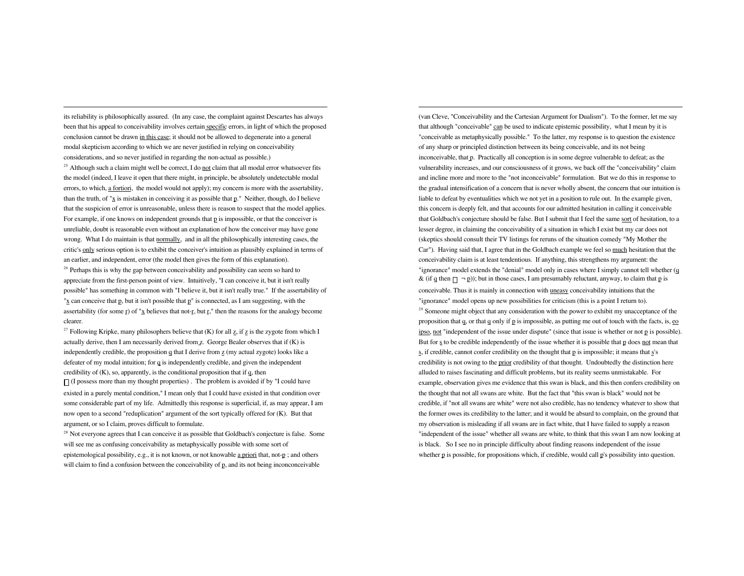its reliability is philosophically assured. (In any case, the complaint against Descartes has always been that his appeal to conceivability involves certain specific errors, in light of which the proposed conclusion cannot be drawn in this case; it should not be allowed to degenerate into a general modal skepticism according to which we are never justified in relying on conceivability considerations, and so never justified in regarding the non-actual as possible.)

[25] Although such a claim might well be correct, I do not claim that all modal error whatsoever fits the model (indeed, I leave it open that there might, in principle, be absolutely undetectable modal errors, to which, a fortiori, the model would not apply); my concern is more with the assertability, than the truth, of "x is mistaken in conceiving it as possible that p." Neither, though, do I believe that the suspicion of error is unreasonable, unless there is reason to suspect that the model applies. For example, if one knows on independent grounds that p is impossible, or that the conceiver is unreliable, doubt is reasonable even without an explanation of how the conceiver may have gone wrong. What I do maintain is that normally, and in all the philosophically interesting cases, the critic's only serious option is to exhibit the conceiver's intuition as plausibly explained in terms of an earlier, and independent, error (the model then gives the form of this explanation).

[26] Perhaps this is why the gap between conceivability and possibility can seem so hard to appreciate from the first-person point of view. Intuitively, "I can conceive it, but it isn't really possible" has something in common with "I believe it, but it isn't really true." If the assertability of "x can conceive that p, but it isn't possible that p" is connected, as I am suggesting, with the assertability (for some r) of "x believes that not-r, but r," then the reasons for the analogy become clearer.

[27] Following Kripke, many philosophers believe that (K) for all z, if z is the zygote from which I actually derive, then I am necessarily derived from z. George Bealer observes that if (K) is independently credible, the proposition q that I derive from z (my actual zygote) looks like a defeater of my modal intuition; for q is independently credible, and given the independent credibility of (K), so, apparently, is the conditional proposition that if q, then $\Box$ (I possess more than my thought properties) . The problem is avoided if by "I could have existed in a purely mental condition," I mean only that I could have existed in that condition over some considerable part of my life. Admittedly this response is superficial, if, as may appear, I am now open to a second "reduplication" argument of the sort typically offered for (K). But that argument, or so I claim, proves difficult to formulate.

[28] Not everyone agrees that I can conceive it as possible that Goldbach's conjecture is false. Some will see me as confusing conceivability as metaphysically possible with some sort of epistemological possibility, e.g., it is not known, or not knowable a priori that, not-p ; and others will claim to find a confusion between the conceivability of p, and its not being inconconceivable (van Cleve, "Conceivability and the Cartesian Argument for Dualism"). To the former, let me say that although "conceivable" can be used to indicate epistemic possibility, what I mean by it is "conceivable as metaphysically possible." To the latter, my response is to question the existence of any sharp or principled distinction between its being conceivable, and its not being inconceivable, that p. Practically all conception is in some degree vulnerable to defeat; as the vulnerability increases, and our consciousness of it grows, we back off the "conceivability" claim and incline more and more to the "not inconceivable" formulation. But we do this in response to the gradual intensification of a concern that is never wholly absent, the concern that our intuition is liable to defeat by eventualities which we not yet in a position to rule out. In the example given, this concern is deeply felt, and that accounts for our admitted hesitation in calling it conceivable that Goldbach's conjecture should be false. But I submit that I feel the same sort of hesitation, to a lesser degree, in claiming the conceivability of a situation in which I exist but my car does not (skeptics should consult their TV listings for reruns of the situation comedy "My Mother the Car"). Having said that, I agree that in the Goldbach example we feel so much hesitation that the conceivability claim is at least tendentious. If anything, this strengthens my argument: the "ignorance" model extends the "denial" model only in cases where I simply cannot tell whether (q & (if q then $\Box \neg$ p)); but in those cases, I am presumably reluctant, anyway, to claim that p is conceivable. Thus it is mainly in connection with uneasy conceivability intuitions that the "ignorance" model opens up new possibilities for criticism (this is a point I return to).

[29] Someone might object that any consideration with the power to exhibit my unacceptance of the proposition that q, or that q only if p is impossible, as putting me out of touch with the facts, is, eo ipso, not "independent of the issue under dispute" (since that issue is whether or not p is possible). But for s to be credible independently of the issue whether it is possible that p does not mean that s, if credible, cannot confer credibility on the thought that p is impossible; it means that s's credibility is not owing to the prior credibility of that thought. Undoubtedly the distinction here alluded to raises fascinating and difficult problems, but its reality seems unmistakable. For example, observation gives me evidence that this swan is black, and this then confers credibility on the thought that not all swans are white. But the fact that "this swan is black" would not be credible, if "not all swans are white" were not also credible, has no tendency whatever to show that the former owes its credibility to the latter; and it would be absurd to complain, on the ground that my observation is misleading if all swans are in fact white, that I have failed to supply a reason "independent of the issue" whether all swans are white, to think that this swan I am now looking at is black. So I see no in principle difficulty about finding reasons independent of the issue whether p is possible, for propositions which, if credible, would call p's possibility into question.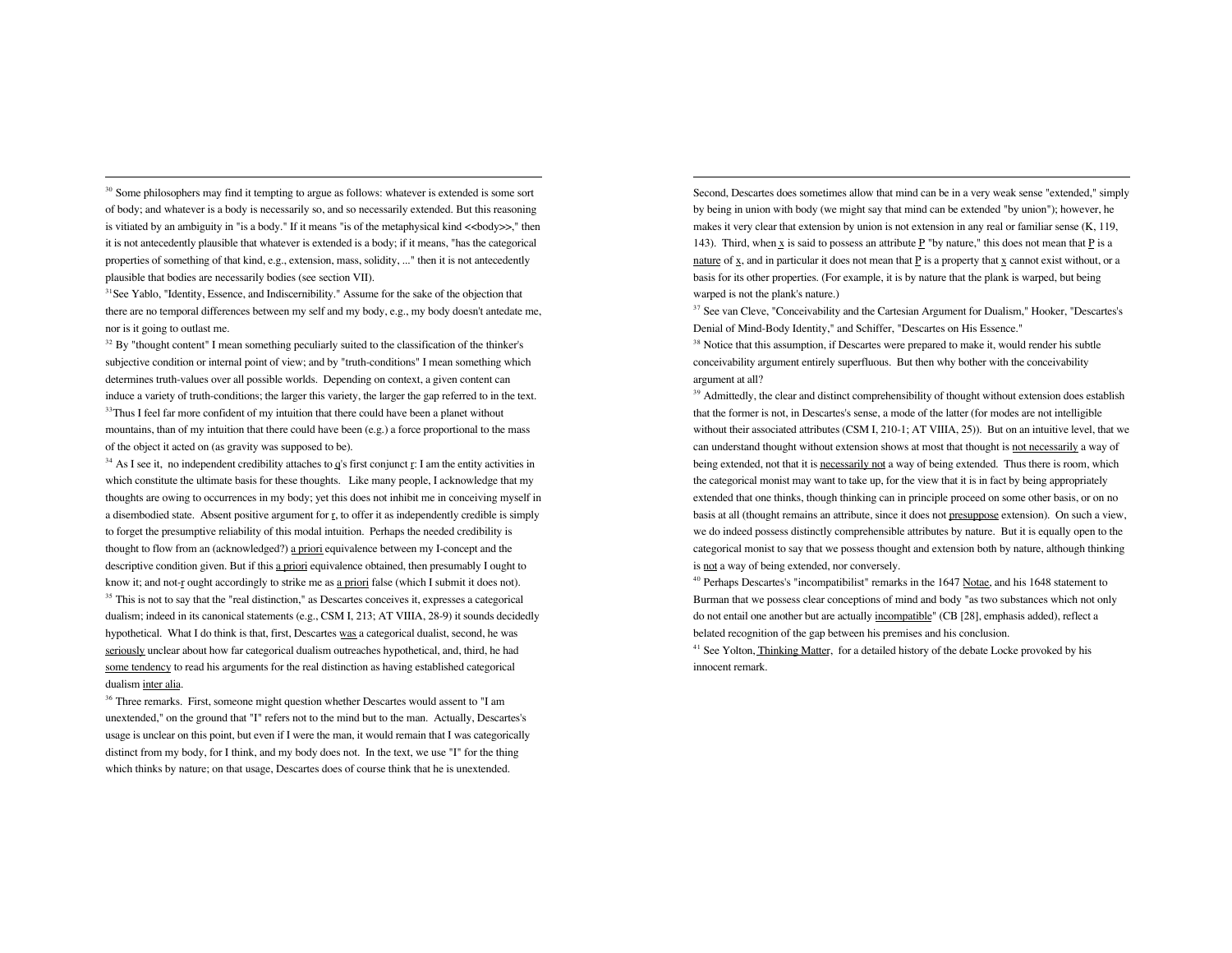[30] Some philosophers may find it tempting to argue as follows: whatever is extended is some sort of body; and whatever is a body is necessarily so, and so necessarily extended. But this reasoning is vitiated by an ambiguity in "is a body." If it means "is of the metaphysical kind <<body>>," then it is not antecedently plausible that whatever is extended is a body; if it means, "has the categorical properties of something of that kind, e.g., extension, mass, solidity, ..." then it is not antecedently plausible that bodies are necessarily bodies (see section VII).

[31] See Yablo, "Identity, Essence, and Indiscernibility." Assume for the sake of the objection that there are no temporal differences between my self and my body, e.g., my body doesn't antedate me, nor is it going to outlast me.

[32] By "thought content" I mean something peculiarly suited to the classification of the thinker's subjective condition or internal point of view; and by "truth-conditions" I mean something which determines truth-values over all possible worlds. Depending on context, a given content can induce a variety of truth-conditions; the larger this variety, the larger the gap referred to in the text.

[33] Thus I feel far more confident of my intuition that there could have been a planet without mountains, than of my intuition that there could have been (e.g.) a force proportional to the mass of the object it acted on (as gravity was supposed to be).

[34] As I see it, no independent credibility attaches to q's first conjunct r: I am the entity activities in which constitute the ultimate basis for these thoughts. Like many people, I acknowledge that my thoughts are owing to occurrences in my body; yet this does not inhibit me in conceiving myself in a disembodied state. Absent positive argument for r, to offer it as independently credible is simply to forget the presumptive reliability of this modal intuition. Perhaps the needed credibility is thought to flow from an (acknowledged?) a priori equivalence between my I-concept and the descriptive condition given. But if this a priori equivalence obtained, then presumably I ought to know it; and not-r ought accordingly to strike me as a priori false (which I submit it does not).

[35] This is not to say that the "real distinction," as Descartes conceives it, expresses a categorical dualism; indeed in its canonical statements (e.g., CSM I, 213; AT VIIIA, 28-9) it sounds decidedly hypothetical. What I do think is that, first, Descartes was a categorical dualist, second, he was seriously unclear about how far categorical dualism outreaches hypothetical, and, third, he had some tendency to read his arguments for the real distinction as having established categorical dualism inter alia.

[36] Three remarks. First, someone might question whether Descartes would assent to "I am unextended," on the ground that "I" refers not to the mind but to the man. Actually, Descartes's usage is unclear on this point, but even if I were the man, it would remain that I was categorically distinct from my body, for I think, and my body does not. In the text, we use "I" for the thing which thinks by nature; on that usage, Descartes does of course think that he is unextended. Second, Descartes does sometimes allow that mind can be in a very weak sense "extended," simply by being in union with body (we might say that mind can be extended "by union"); however, he makes it very clear that extension by union is not extension in any real or familiar sense (K, 119, 143). Third, when x is said to possess an attribute P "by nature," this does not mean that P is a nature of x, and in particular it does not mean that P is a property that x cannot exist without, or a basis for its other properties. (For example, it is by nature that the plank is warped, but being warped is not the plank's nature.)

[37] See van Cleve, "Conceivability and the Cartesian Argument for Dualism," Hooker, "Descartes's Denial of Mind-Body Identity," and Schiffer, "Descartes on His Essence."

[38] Notice that this assumption, if Descartes were prepared to make it, would render his subtle conceivability argument entirely superfluous. But then why bother with the conceivability argument at all?

[39] Admittedly, the clear and distinct comprehensibility of thought without extension does establish that the former is not, in Descartes's sense, a mode of the latter (for modes are not intelligible without their associated attributes (CSM I, 210-1; AT VIIIA, 25)). But on an intuitive level, that we can understand thought without extension shows at most that thought is not necessarily a way of being extended, not that it is necessarily not a way of being extended. Thus there is room, which the categorical monist may want to take up, for the view that it is in fact by being appropriately extended that one thinks, though thinking can in principle proceed on some other basis, or on no basis at all (thought remains an attribute, since it does not presuppose extension). On such a view, we do indeed possess distinctly comprehensible attributes by nature. But it is equally open to the categorical monist to say that we possess thought and extension both by nature, although thinking is not a way of being extended, nor conversely.

[40] Perhaps Descartes's "incompatibilist" remarks in the 1647 Notae, and his 1648 statement to Burman that we possess clear conceptions of mind and body "as two substances which not only do not entail one another but are actually incompatible" (CB [28], emphasis added), reflect a belated recognition of the gap between his premises and his conclusion.

[41] See Yolton, Thinking Matter, for a detailed history of the debate Locke provoked by his innocent remark.